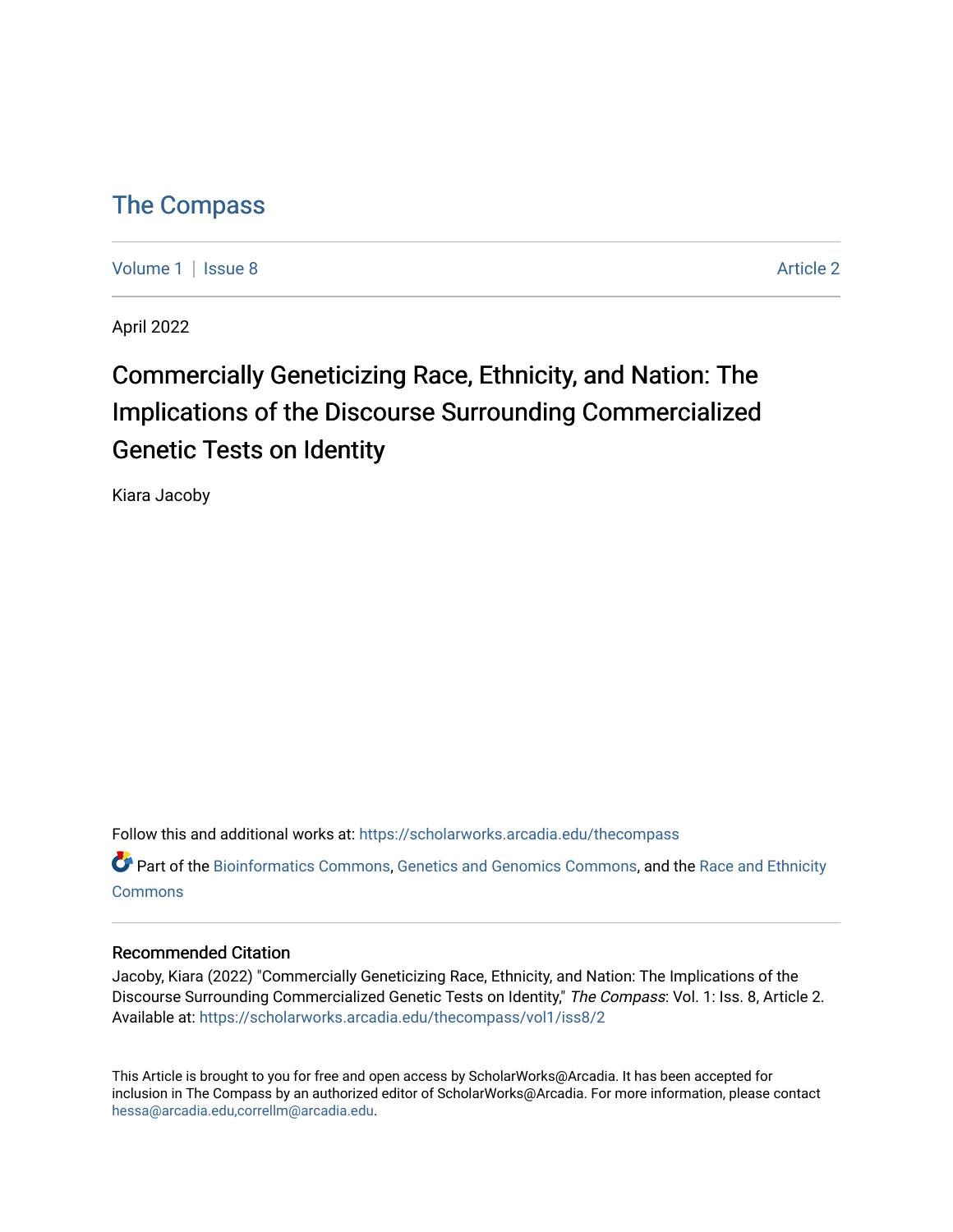# The Compass

Volume 1 | Issue 8 Article 2

April 2022

## Commercially Geneticizing Race, Ethnicity, and Nation: The Implications of the Discourse Surrounding Commercialized Genetic Tests on Identity

Kiara Jacoby

Follow this and additional works at: https://scholarworks.arcadia.edu/thecompass

Part of the Bioinformatics Commons, Genetics and Genomics Commons, and the Race and Ethnicity Commons

### Recommended Citation

Jacoby, Kiara (2022) "Commercially Geneticizing Race, Ethnicity, and Nation: The Implications of the Discourse Surrounding Commercialized Genetic Tests on Identity," *The Compass*: Vol. 1: Iss. 8, Article 2. Available at: https://scholarworks.arcadia.edu/thecompass/vol1/iss8/2

This Article is brought to you for free and open access by ScholarWorks@Arcadia. It has been accepted for inclusion in The Compass by an authorized editor of ScholarWorks@Arcadia. For more information, please contact hessa@arcadia.edu,correllm@arcadia.edu.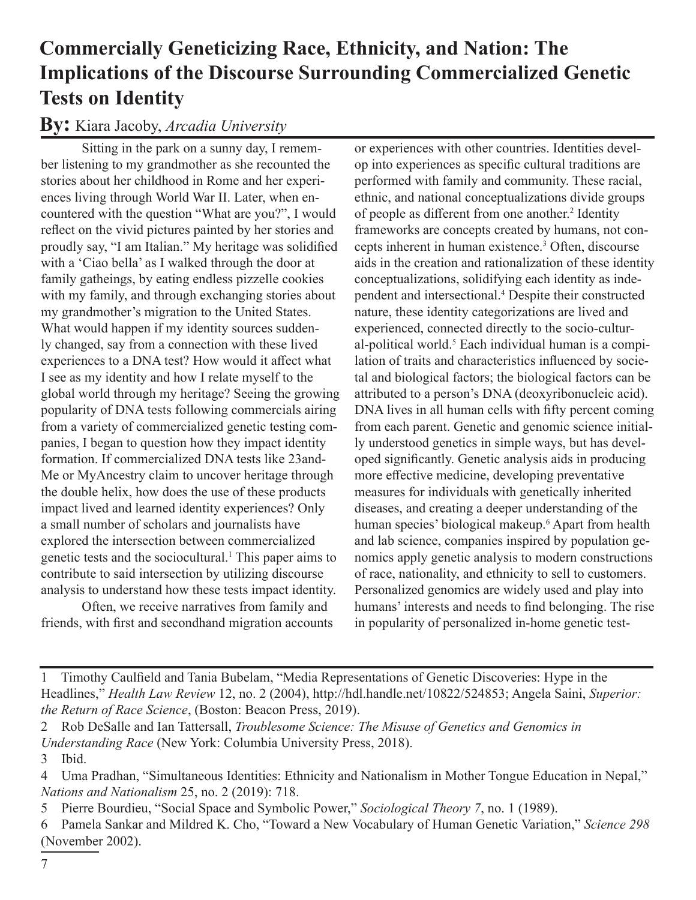# Commercially Geneticizing Race, Ethnicity, and Nation: The Implications of the Discourse Surrounding Commercialized Genetic Tests on Identity

## By: Kiara Jacoby, *Arcadia University*

Sitting in the park on a sunny day, I remember listening to my grandmother as she recounted the stories about her childhood in Rome and her experiences living through World War II. Later, when encountered with the question "What are you?", I would reflect on the vivid pictures painted by her stories and proudly say, "I am Italian." My heritage was solidified with a 'Ciao bella' as I walked through the door at family gatheings, by eating endless pizzelle cookies with my family, and through exchanging stories about my grandmother's migration to the United States. What would happen if my identity sources suddenly changed, say from a connection with these lived experiences to a DNA test? How would it affect what I see as my identity and how I relate myself to the global world through my heritage? Seeing the growing popularity of DNA tests following commercials airing from a variety of commercialized genetic testing companies, I began to question how they impact identity formation. If commercialized DNA tests like 23andMe or MyAncestry claim to uncover heritage through the double helix, how does the use of these products impact lived and learned identity experiences? Only a small number of scholars and journalists have explored the intersection between commercialized genetic tests and the sociocultural.[1] This paper aims to contribute to said intersection by utilizing discourse analysis to understand how these tests impact identity.

Often, we receive narratives from family and friends, with first and secondhand migration accounts or experiences with other countries. Identities develop into experiences as specific cultural traditions are performed with family and community. These racial, ethnic, and national conceptualizations divide groups of people as different from one another.[2] Identity frameworks are concepts created by humans, not concepts inherent in human existence.[3] Often, discourse aids in the creation and rationalization of these identity conceptualizations, solidifying each identity as independent and intersectional.[4] Despite their constructed nature, these identity categorizations are lived and experienced, connected directly to the socio-cultural-political world.[5] Each individual human is a compilation of traits and characteristics influenced by societal and biological factors; the biological factors can be attributed to a person's DNA (deoxyribonucleic acid). DNA lives in all human cells with fifty percent coming from each parent. Genetic and genomic science initially understood genetics in simple ways, but has developed significantly. Genetic analysis aids in producing more effective medicine, developing preventative measures for individuals with genetically inherited diseases, and creating a deeper understanding of the human species' biological makeup.[6] Apart from health and lab science, companies inspired by population genomics apply genetic analysis to modern constructions of race, nationality, and ethnicity to sell to customers. Personalized genomics are widely used and play into humans' interests and needs to find belonging. The rise in popularity of personalized in-home genetic test-

---

1 Timothy Caulfield and Tania Bubelam, "Media Representations of Genetic Discoveries: Hype in the Headlines," *Health Law Review* 12, no. 2 (2004), http://hdl.handle.net/10822/524853; Angela Saini, *Superior: the Return of Race Science*, (Boston: Beacon Press, 2019).

2 Rob DeSalle and Ian Tattersall, *Troublesome Science: The Misuse of Genetics and Genomics in Understanding Race* (New York: Columbia University Press, 2018).

3 Ibid.

4 Uma Pradhan, "Simultaneous Identities: Ethnicity and Nationalism in Mother Tongue Education in Nepal," *Nations and Nationalism* 25, no. 2 (2019): 718.

5 Pierre Bourdieu, "Social Space and Symbolic Power," *Sociological Theory 7*, no. 1 (1989).

6 Pamela Sankar and Mildred K. Cho, "Toward a New Vocabulary of Human Genetic Variation," *Science 298* (November 2002).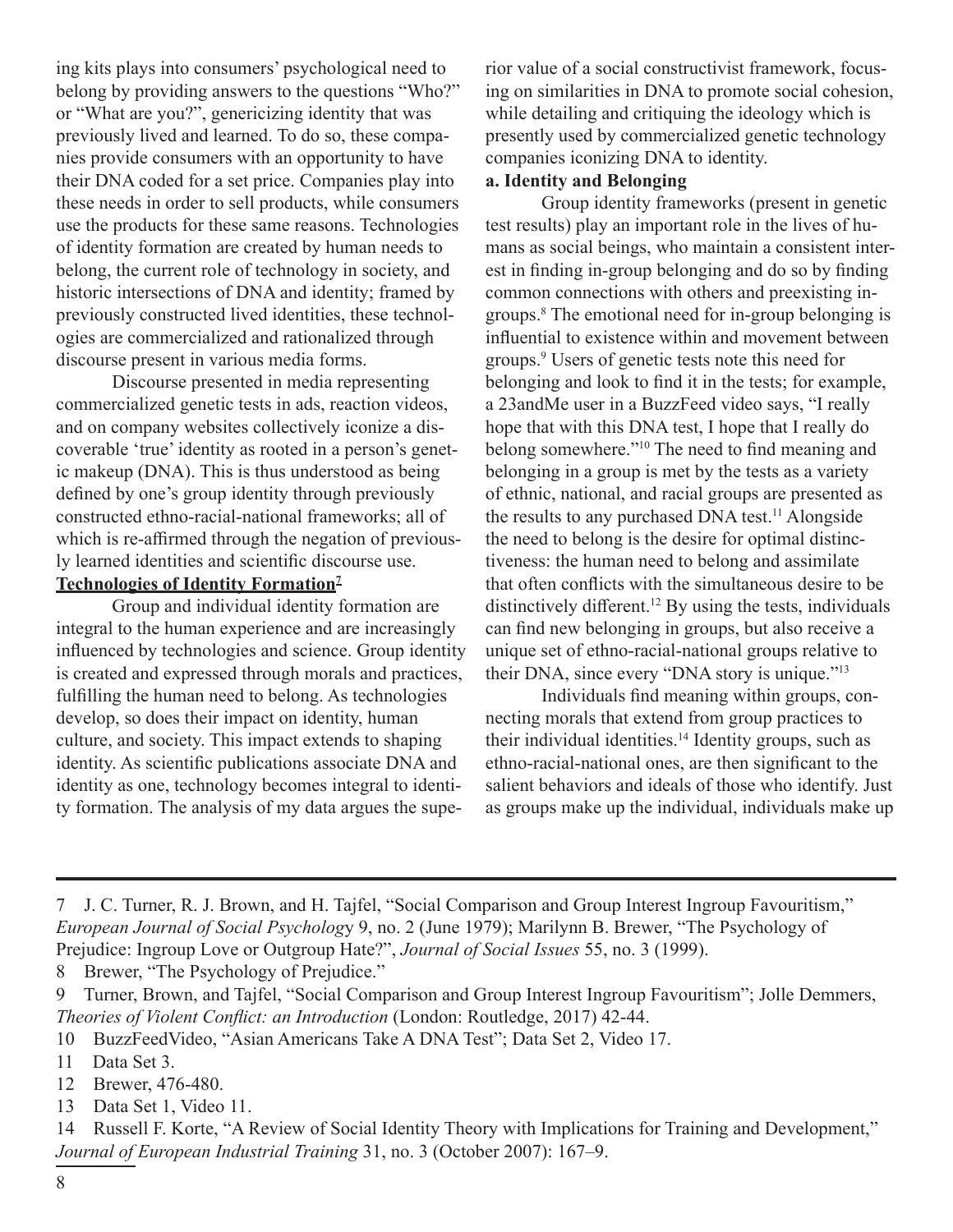ing kits plays into consumers' psychological need to belong by providing answers to the questions "Who?" or "What are you?", genericizing identity that was previously lived and learned. To do so, these companies provide consumers with an opportunity to have their DNA coded for a set price. Companies play into these needs in order to sell products, while consumers use the products for these same reasons. Technologies of identity formation are created by human needs to belong, the current role of technology in society, and historic intersections of DNA and identity; framed by previously constructed lived identities, these technologies are commercialized and rationalized through discourse present in various media forms.

Discourse presented in media representing commercialized genetic tests in ads, reaction videos, and on company websites collectively iconize a discoverable 'true' identity as rooted in a person's genetic makeup (DNA). This is thus understood as being defined by one's group identity through previously constructed ethno-racial-national frameworks; all of which is re-affirmed through the negation of previously learned identities and scientific discourse use.

## Technologies of Identity Formation[7]

Group and individual identity formation are integral to the human experience and are increasingly influenced by technologies and science. Group identity is created and expressed through morals and practices, fulfilling the human need to belong. As technologies develop, so does their impact on identity, human culture, and society. This impact extends to shaping identity. As scientific publications associate DNA and identity as one, technology becomes integral to identity formation. The analysis of my data argues the superior value of a social constructivist framework, focusing on similarities in DNA to promote social cohesion, while detailing and critiquing the ideology which is presently used by commercialized genetic technology companies iconizing DNA to identity.

### a. Identity and Belonging

Group identity frameworks (present in genetic test results) play an important role in the lives of humans as social beings, who maintain a consistent interest in finding in-group belonging and do so by finding common connections with others and preexisting in-groups.[8] The emotional need for in-group belonging is influential to existence within and movement between groups.[9] Users of genetic tests note this need for belonging and look to find it in the tests; for example, a 23andMe user in a BuzzFeed video says, "I really hope that with this DNA test, I hope that I really do belong somewhere."[10] The need to find meaning and belonging in a group is met by the tests as a variety of ethnic, national, and racial groups are presented as the results to any purchased DNA test.[11] Alongside the need to belong is the desire for optimal distinctiveness: the human need to belong and assimilate that often conflicts with the simultaneous desire to be distinctively different.[12] By using the tests, individuals can find new belonging in groups, but also receive a unique set of ethno-racial-national groups relative to their DNA, since every "DNA story is unique."[13]

Individuals find meaning within groups, connecting morals that extend from group practices to their individual identities.[14] Identity groups, such as ethno-racial-national ones, are then significant to the salient behaviors and ideals of those who identify. Just as groups make up the individual, individuals make up

---

7 J. C. Turner, R. J. Brown, and H. Tajfel, "Social Comparison and Group Interest Ingroup Favouritism," *European Journal of Social Psychology* 9, no. 2 (June 1979); Marilynn B. Brewer, "The Psychology of Prejudice: Ingroup Love or Outgroup Hate?", *Journal of Social Issues* 55, no. 3 (1999).

8 Brewer, "The Psychology of Prejudice."

9 Turner, Brown, and Tajfel, "Social Comparison and Group Interest Ingroup Favouritism"; Jolle Demmers, *Theories of Violent Conflict: an Introduction* (London: Routledge, 2017) 42-44.

10 BuzzFeedVideo, "Asian Americans Take A DNA Test"; Data Set 2, Video 17.

11 Data Set 3.

12 Brewer, 476-480.

13 Data Set 1, Video 11.

14 Russell F. Korte, "A Review of Social Identity Theory with Implications for Training and Development," *Journal of European Industrial Training* 31, no. 3 (October 2007): 167–9.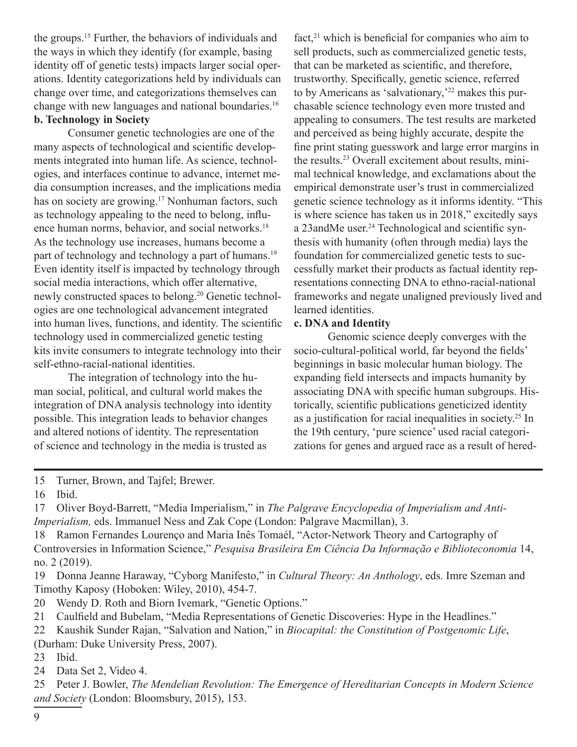the groups.[15] Further, the behaviors of individuals and the ways in which they identify (for example, basing identity off of genetic tests) impacts larger social operations. Identity categorizations held by individuals can change over time, and categorizations themselves can change with new languages and national boundaries.[16]

**b. Technology in Society**

Consumer genetic technologies are one of the many aspects of technological and scientific developments integrated into human life. As science, technologies, and interfaces continue to advance, internet media consumption increases, and the implications media has on society are growing.[17] Nonhuman factors, such as technology appealing to the need to belong, influence human norms, behavior, and social networks.[18] As the technology use increases, humans become a part of technology and technology a part of humans.[19] Even identity itself is impacted by technology through social media interactions, which offer alternative, newly constructed spaces to belong.[20] Genetic technologies are one technological advancement integrated into human lives, functions, and identity. The scientific technology used in commercialized genetic testing kits invite consumers to integrate technology into their self-ethno-racial-national identities.

The integration of technology into the human social, political, and cultural world makes the integration of DNA analysis technology into identity possible. This integration leads to behavior changes and altered notions of identity. The representation of science and technology in the media is trusted as fact,[21] which is beneficial for companies who aim to sell products, such as commercialized genetic tests, that can be marketed as scientific, and therefore, trustworthy. Specifically, genetic science, referred to by Americans as 'salvationary,'[22] makes this purchasable science technology even more trusted and appealing to consumers. The test results are marketed and perceived as being highly accurate, despite the fine print stating guesswork and large error margins in the results.[23] Overall excitement about results, minimal technical knowledge, and exclamations about the empirical demonstrate user's trust in commercialized genetic science technology as it informs identity. "This is where science has taken us in 2018," excitedly says a 23andMe user.[24] Technological and scientific synthesis with humanity (often through media) lays the foundation for commercialized genetic tests to successfully market their products as factual identity representations connecting DNA to ethno-racial-national frameworks and negate unaligned previously lived and learned identities.

**c. DNA and Identity**

Genomic science deeply converges with the socio-cultural-political world, far beyond the fields' beginnings in basic molecular human biology. The expanding field intersects and impacts humanity by associating DNA with specific human subgroups. Historically, scientific publications geneticized identity as a justification for racial inequalities in society.[25] In the 19th century, 'pure science' used racial categorizations for genes and argued race as a result of hered-

---

15 Turner, Brown, and Tajfel; Brewer.

16 Ibid.

17 Oliver Boyd-Barrett, "Media Imperialism," in *The Palgrave Encyclopedia of Imperialism and Anti-Imperialism,* eds. Immanuel Ness and Zak Cope (London: Palgrave Macmillan), 3.

18 Ramon Fernandes Lourenço and Maria Inês Tomaél, "Actor-Network Theory and Cartography of Controversies in Information Science," *Pesquisa Brasileira Em Ciência Da Informação e Biblioteconomia* 14, no. 2 (2019).

19 Donna Jeanne Haraway, "Cyborg Manifesto," in *Cultural Theory: An Anthology*, eds. Imre Szeman and Timothy Kaposy (Hoboken: Wiley, 2010), 454-7.

20 Wendy D. Roth and Biorn Ivemark, "Genetic Options."

21 Caulfield and Bubelam, "Media Representations of Genetic Discoveries: Hype in the Headlines."

22 Kaushik Sunder Rajan, "Salvation and Nation," in *Biocapital: the Constitution of Postgenomic Life*, (Durham: Duke University Press, 2007).

23 Ibid.

24 Data Set 2, Video 4.

25 Peter J. Bowler, *The Mendelian Revolution: The Emergence of Hereditarian Concepts in Modern Science and Society* (London: Bloomsbury, 2015), 153.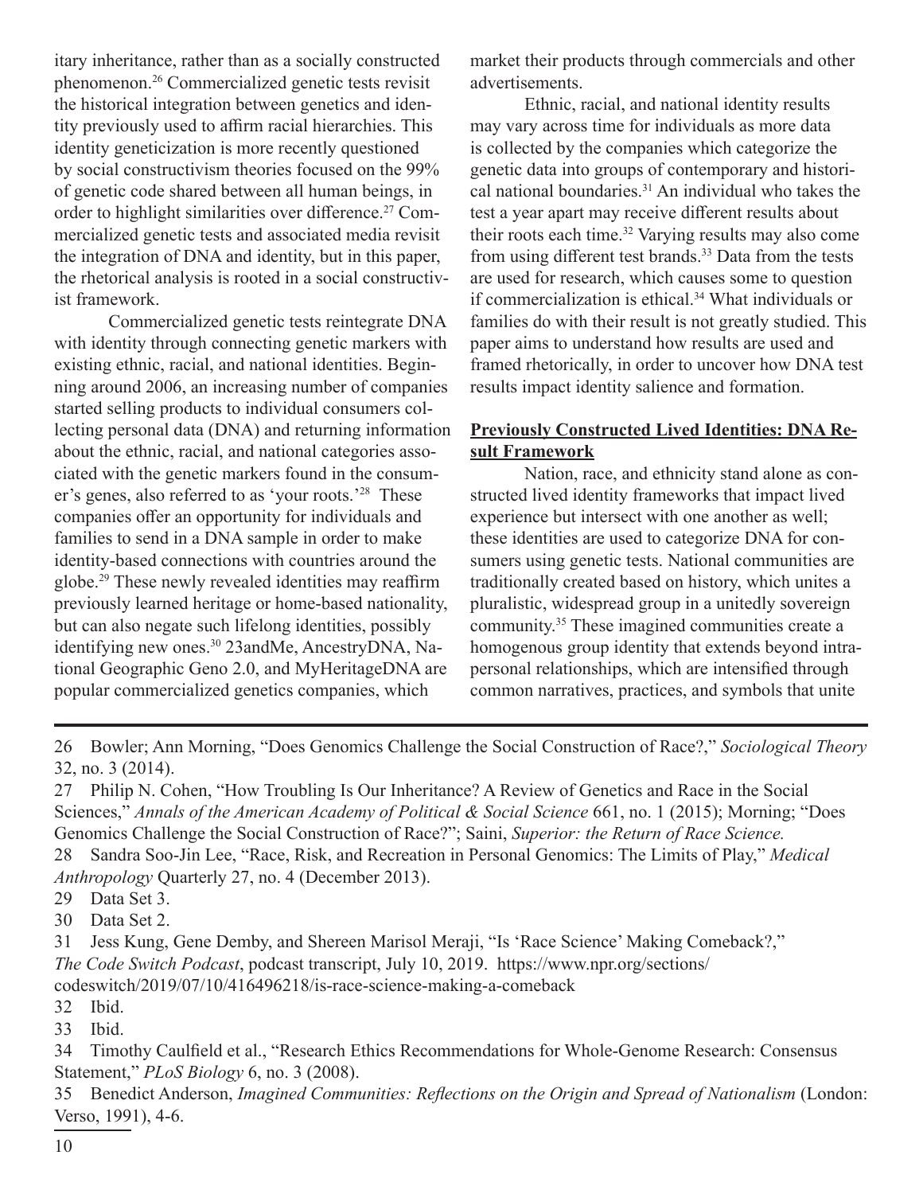itary inheritance, rather than as a socially constructed phenomenon.[26] Commercialized genetic tests revisit the historical integration between genetics and identity previously used to affirm racial hierarchies. This identity geneticization is more recently questioned by social constructivism theories focused on the 99% of genetic code shared between all human beings, in order to highlight similarities over difference.[27] Commercialized genetic tests and associated media revisit the integration of DNA and identity, but in this paper, the rhetorical analysis is rooted in a social constructivist framework.

Commercialized genetic tests reintegrate DNA with identity through connecting genetic markers with existing ethnic, racial, and national identities. Beginning around 2006, an increasing number of companies started selling products to individual consumers collecting personal data (DNA) and returning information about the ethnic, racial, and national categories associated with the genetic markers found in the consumer's genes, also referred to as 'your roots.'[28] These companies offer an opportunity for individuals and families to send in a DNA sample in order to make identity-based connections with countries around the globe.[29] These newly revealed identities may reaffirm previously learned heritage or home-based nationality, but can also negate such lifelong identities, possibly identifying new ones.[30] 23andMe, AncestryDNA, National Geographic Geno 2.0, and MyHeritageDNA are popular commercialized genetics companies, which market their products through commercials and other advertisements.

Ethnic, racial, and national identity results may vary across time for individuals as more data is collected by the companies which categorize the genetic data into groups of contemporary and historical national boundaries.[31] An individual who takes the test a year apart may receive different results about their roots each time.[32] Varying results may also come from using different test brands.[33] Data from the tests are used for research, which causes some to question if commercialization is ethical.[34] What individuals or families do with their result is not greatly studied. This paper aims to understand how results are used and framed rhetorically, in order to uncover how DNA test results impact identity salience and formation.

## Previously Constructed Lived Identities: DNA Result Framework

Nation, race, and ethnicity stand alone as constructed lived identity frameworks that impact lived experience but intersect with one another as well; these identities are used to categorize DNA for consumers using genetic tests. National communities are traditionally created based on history, which unites a pluralistic, widespread group in a unitedly sovereign community.[35] These imagined communities create a homogenous group identity that extends beyond intrapersonal relationships, which are intensified through common narratives, practices, and symbols that unite

---

26 Bowler; Ann Morning, "Does Genomics Challenge the Social Construction of Race?," *Sociological Theory* 32, no. 3 (2014).

27 Philip N. Cohen, "How Troubling Is Our Inheritance? A Review of Genetics and Race in the Social Sciences," *Annals of the American Academy of Political & Social Science* 661, no. 1 (2015); Morning; "Does Genomics Challenge the Social Construction of Race?"; Saini, *Superior: the Return of Race Science.*

28 Sandra Soo-Jin Lee, "Race, Risk, and Recreation in Personal Genomics: The Limits of Play," *Medical Anthropology* Quarterly 27, no. 4 (December 2013).

29 Data Set 3.

30 Data Set 2.

31 Jess Kung, Gene Demby, and Shereen Marisol Meraji, "Is 'Race Science' Making Comeback?," *The Code Switch Podcast*, podcast transcript, July 10, 2019. https://www.npr.org/sections/codeswitch/2019/07/10/416496218/is-race-science-making-a-comeback

32 Ibid.

33 Ibid.

34 Timothy Caulfield et al., "Research Ethics Recommendations for Whole-Genome Research: Consensus Statement," *PLoS Biology* 6, no. 3 (2008).

35 Benedict Anderson, *Imagined Communities: Reflections on the Origin and Spread of Nationalism* (London: Verso, 1991), 4-6.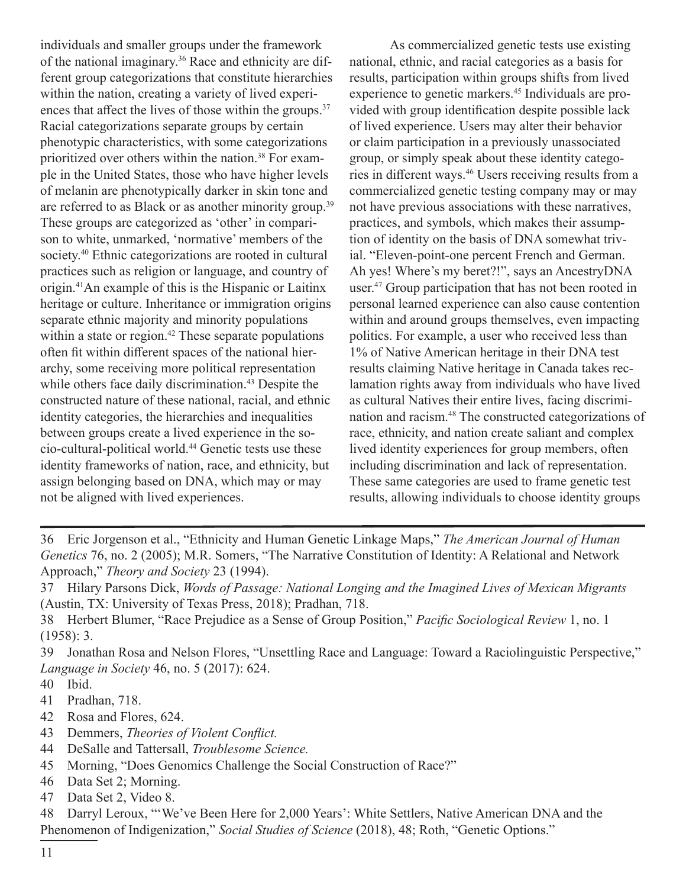individuals and smaller groups under the framework of the national imaginary.[36] Race and ethnicity are different group categorizations that constitute hierarchies within the nation, creating a variety of lived experiences that affect the lives of those within the groups.[37] Racial categorizations separate groups by certain phenotypic characteristics, with some categorizations prioritized over others within the nation.[38] For example in the United States, those who have higher levels of melanin are phenotypically darker in skin tone and are referred to as Black or as another minority group.[39] These groups are categorized as 'other' in comparison to white, unmarked, 'normative' members of the society.[40] Ethnic categorizations are rooted in cultural practices such as religion or language, and country of origin.[41]An example of this is the Hispanic or Laitinx heritage or culture. Inheritance or immigration origins separate ethnic majority and minority populations within a state or region.[42] These separate populations often fit within different spaces of the national hierarchy, some receiving more political representation while others face daily discrimination.[43] Despite the constructed nature of these national, racial, and ethnic identity categories, the hierarchies and inequalities between groups create a lived experience in the socio-cultural-political world.[44] Genetic tests use these identity frameworks of nation, race, and ethnicity, but assign belonging based on DNA, which may or may not be aligned with lived experiences.

As commercialized genetic tests use existing national, ethnic, and racial categories as a basis for results, participation within groups shifts from lived experience to genetic markers.[45] Individuals are provided with group identification despite possible lack of lived experience. Users may alter their behavior or claim participation in a previously unassociated group, or simply speak about these identity categories in different ways.[46] Users receiving results from a commercialized genetic testing company may or may not have previous associations with these narratives, practices, and symbols, which makes their assumption of identity on the basis of DNA somewhat trivial. "Eleven-point-one percent French and German. Ah yes! Where's my beret?!", says an AncestryDNA user.[47] Group participation that has not been rooted in personal learned experience can also cause contention within and around groups themselves, even impacting politics. For example, a user who received less than 1% of Native American heritage in their DNA test results claiming Native heritage in Canada takes reclamation rights away from individuals who have lived as cultural Natives their entire lives, facing discrimination and racism.[48] The constructed categorizations of race, ethnicity, and nation create saliant and complex lived identity experiences for group members, often including discrimination and lack of representation. These same categories are used to frame genetic test results, allowing individuals to choose identity groups

---

36 Eric Jorgenson et al., "Ethnicity and Human Genetic Linkage Maps," *The American Journal of Human Genetics* 76, no. 2 (2005); M.R. Somers, "The Narrative Constitution of Identity: A Relational and Network Approach," *Theory and Society* 23 (1994).

37 Hilary Parsons Dick, *Words of Passage: National Longing and the Imagined Lives of Mexican Migrants* (Austin, TX: University of Texas Press, 2018); Pradhan, 718.

38 Herbert Blumer, "Race Prejudice as a Sense of Group Position," *Pacific Sociological Review* 1, no. 1 (1958): 3.

39 Jonathan Rosa and Nelson Flores, "Unsettling Race and Language: Toward a Raciolinguistic Perspective," *Language in Society* 46, no. 5 (2017): 624.

40 Ibid.

41 Pradhan, 718.

42 Rosa and Flores, 624.

43 Demmers, *Theories of Violent Conflict.*

44 DeSalle and Tattersall, *Troublesome Science.*

45 Morning, "Does Genomics Challenge the Social Construction of Race?"

46 Data Set 2; Morning.

47 Data Set 2, Video 8.

48 Darryl Leroux, "'We've Been Here for 2,000 Years': White Settlers, Native American DNA and the Phenomenon of Indigenization," *Social Studies of Science* (2018), 48; Roth, "Genetic Options."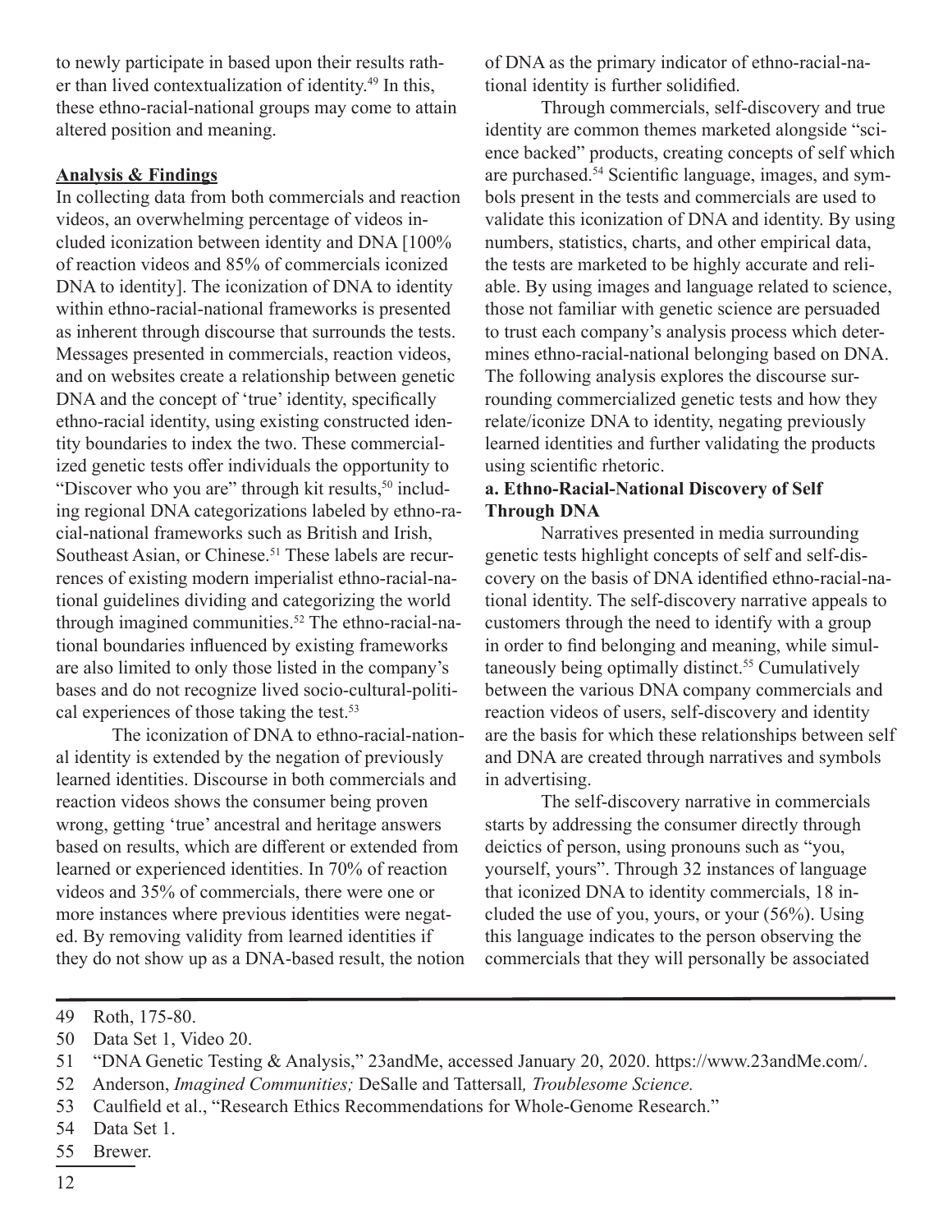to newly participate in based upon their results rather than lived contextualization of identity.[49] In this, these ethno-racial-national groups may come to attain altered position and meaning.

## Analysis & Findings

In collecting data from both commercials and reaction videos, an overwhelming percentage of videos included iconization between identity and DNA [100% of reaction videos and 85% of commercials iconized DNA to identity]. The iconization of DNA to identity within ethno-racial-national frameworks is presented as inherent through discourse that surrounds the tests. Messages presented in commercials, reaction videos, and on websites create a relationship between genetic DNA and the concept of 'true' identity, specifically ethno-racial identity, using existing constructed identity boundaries to index the two. These commercialized genetic tests offer individuals the opportunity to "Discover who you are" through kit results,[50] including regional DNA categorizations labeled by ethno-racial-national frameworks such as British and Irish, Southeast Asian, or Chinese.[51] These labels are recurrences of existing modern imperialist ethno-racial-national guidelines dividing and categorizing the world through imagined communities.[52] The ethno-racial-national boundaries influenced by existing frameworks are also limited to only those listed in the company's bases and do not recognize lived socio-cultural-political experiences of those taking the test.[53]

The iconization of DNA to ethno-racial-national identity is extended by the negation of previously learned identities. Discourse in both commercials and reaction videos shows the consumer being proven wrong, getting 'true' ancestral and heritage answers based on results, which are different or extended from learned or experienced identities. In 70% of reaction videos and 35% of commercials, there were one or more instances where previous identities were negated. By removing validity from learned identities if they do not show up as a DNA-based result, the notion of DNA as the primary indicator of ethno-racial-national identity is further solidified.

Through commercials, self-discovery and true identity are common themes marketed alongside "science backed" products, creating concepts of self which are purchased.[54] Scientific language, images, and symbols present in the tests and commercials are used to validate this iconization of DNA and identity. By using numbers, statistics, charts, and other empirical data, the tests are marketed to be highly accurate and reliable. By using images and language related to science, those not familiar with genetic science are persuaded to trust each company's analysis process which determines ethno-racial-national belonging based on DNA. The following analysis explores the discourse surrounding commercialized genetic tests and how they relate/iconize DNA to identity, negating previously learned identities and further validating the products using scientific rhetoric.

### a. Ethno-Racial-National Discovery of Self Through DNA

Narratives presented in media surrounding genetic tests highlight concepts of self and self-discovery on the basis of DNA identified ethno-racial-national identity. The self-discovery narrative appeals to customers through the need to identify with a group in order to find belonging and meaning, while simultaneously being optimally distinct.[55] Cumulatively between the various DNA company commercials and reaction videos of users, self-discovery and identity are the basis for which these relationships between self and DNA are created through narratives and symbols in advertising.

The self-discovery narrative in commercials starts by addressing the consumer directly through deictics of person, using pronouns such as "you, yourself, yours". Through 32 instances of language that iconized DNA to identity commercials, 18 included the use of you, yours, or your (56%). Using this language indicates to the person observing the commercials that they will personally be associated

---

49 Roth, 175-80.

50 Data Set 1, Video 20.

51 "DNA Genetic Testing & Analysis," 23andMe, accessed January 20, 2020. https://www.23andMe.com/.

52 Anderson, *Imagined Communities;* DeSalle and Tattersall*, Troublesome Science.*

53 Caulfield et al., "Research Ethics Recommendations for Whole-Genome Research."

54 Data Set 1.

55 Brewer.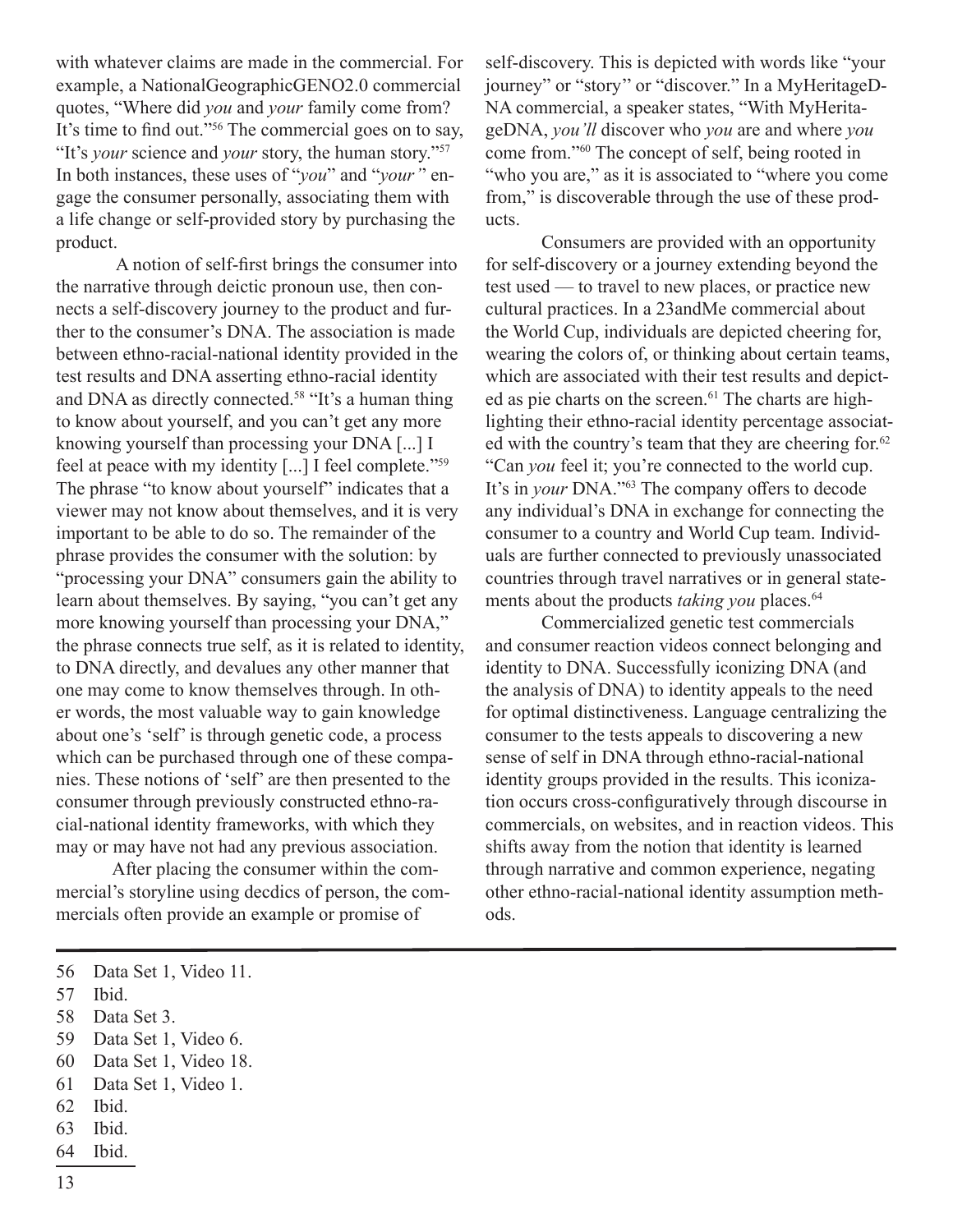with whatever claims are made in the commercial. For example, a NationalGeographicGENO2.0 commercial quotes, "Where did *you* and *your* family come from? It's time to find out."[56] The commercial goes on to say, "It's *your* science and *your* story, the human story."[57] In both instances, these uses of "*you*" and "*your* " engage the consumer personally, associating them with a life change or self-provided story by purchasing the product.

A notion of self-first brings the consumer into the narrative through deictic pronoun use, then connects a self-discovery journey to the product and further to the consumer's DNA. The association is made between ethno-racial-national identity provided in the test results and DNA asserting ethno-racial identity and DNA as directly connected.[58] "It's a human thing to know about yourself, and you can't get any more knowing yourself than processing your DNA [...] I feel at peace with my identity [...] I feel complete."[59] The phrase "to know about yourself" indicates that a viewer may not know about themselves, and it is very important to be able to do so. The remainder of the phrase provides the consumer with the solution: by "processing your DNA" consumers gain the ability to learn about themselves. By saying, "you can't get any more knowing yourself than processing your DNA," the phrase connects true self, as it is related to identity, to DNA directly, and devalues any other manner that one may come to know themselves through. In other words, the most valuable way to gain knowledge about one's 'self' is through genetic code, a process which can be purchased through one of these companies. These notions of 'self' are then presented to the consumer through previously constructed ethno-racial-national identity frameworks, with which they may or may have not had any previous association.

After placing the consumer within the commercial's storyline using decdics of person, the commercials often provide an example or promise of self-discovery. This is depicted with words like "your journey" or "story" or "discover." In a MyHeritageDNA commercial, a speaker states, "With MyHeritageDNA, *you'll* discover who *you* are and where *you* come from."[60] The concept of self, being rooted in "who you are," as it is associated to "where you come from," is discoverable through the use of these products.

Consumers are provided with an opportunity for self-discovery or a journey extending beyond the test used — to travel to new places, or practice new cultural practices. In a 23andMe commercial about the World Cup, individuals are depicted cheering for, wearing the colors of, or thinking about certain teams, which are associated with their test results and depicted as pie charts on the screen.[61] The charts are highlighting their ethno-racial identity percentage associated with the country's team that they are cheering for.[62] "Can *you* feel it; you're connected to the world cup. It's in *your* DNA."[63] The company offers to decode any individual's DNA in exchange for connecting the consumer to a country and World Cup team. Individuals are further connected to previously unassociated countries through travel narratives or in general statements about the products *taking you* places.[64]

Commercialized genetic test commercials and consumer reaction videos connect belonging and identity to DNA. Successfully iconizing DNA (and the analysis of DNA) to identity appeals to the need for optimal distinctiveness. Language centralizing the consumer to the tests appeals to discovering a new sense of self in DNA through ethno-racial-national identity groups provided in the results. This iconization occurs cross-configuratively through discourse in commercials, on websites, and in reaction videos. This shifts away from the notion that identity is learned through narrative and common experience, negating other ethno-racial-national identity assumption methods.

---

56 Data Set 1, Video 11.
57 Ibid.
58 Data Set 3.
59 Data Set 1, Video 6.
60 Data Set 1, Video 18.
61 Data Set 1, Video 1.
62 Ibid.
63 Ibid.
64 Ibid.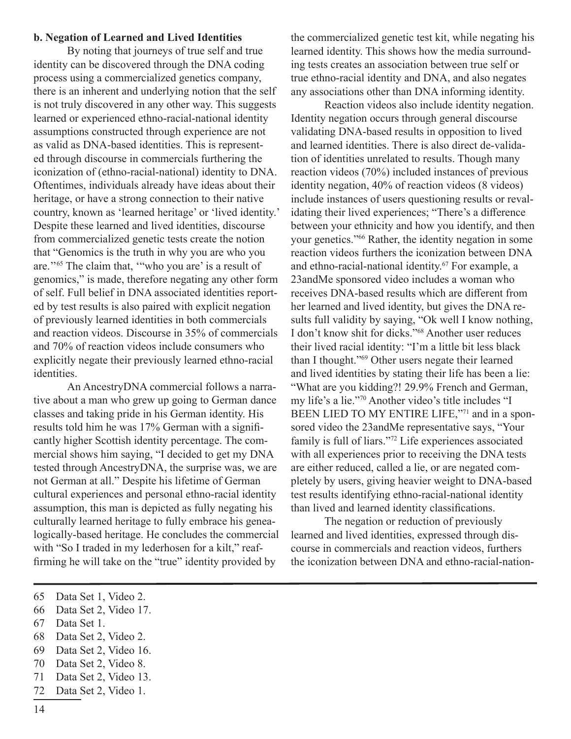**b. Negation of Learned and Lived Identities**

By noting that journeys of true self and true identity can be discovered through the DNA coding process using a commercialized genetics company, there is an inherent and underlying notion that the self is not truly discovered in any other way. This suggests learned or experienced ethno-racial-national identity assumptions constructed through experience are not as valid as DNA-based identities. This is represented through discourse in commercials furthering the iconization of (ethno-racial-national) identity to DNA. Oftentimes, individuals already have ideas about their heritage, or have a strong connection to their native country, known as 'learned heritage' or 'lived identity.' Despite these learned and lived identities, discourse from commercialized genetic tests create the notion that "Genomics is the truth in why you are who you are."[65] The claim that, '"who you are' is a result of genomics," is made, therefore negating any other form of self. Full belief in DNA associated identities reported by test results is also paired with explicit negation of previously learned identities in both commercials and reaction videos. Discourse in 35% of commercials and 70% of reaction videos include consumers who explicitly negate their previously learned ethno-racial identities.

An AncestryDNA commercial follows a narrative about a man who grew up going to German dance classes and taking pride in his German identity. His results told him he was 17% German with a significantly higher Scottish identity percentage. The commercial shows him saying, "I decided to get my DNA tested through AncestryDNA, the surprise was, we are not German at all." Despite his lifetime of German cultural experiences and personal ethno-racial identity assumption, this man is depicted as fully negating his culturally learned heritage to fully embrace his genealogically-based heritage. He concludes the commercial with "So I traded in my lederhosen for a kilt," reaffirming he will take on the "true" identity provided by the commercialized genetic test kit, while negating his learned identity. This shows how the media surrounding tests creates an association between true self or true ethno-racial identity and DNA, and also negates any associations other than DNA informing identity.

Reaction videos also include identity negation. Identity negation occurs through general discourse validating DNA-based results in opposition to lived and learned identities. There is also direct de-validation of identities unrelated to results. Though many reaction videos (70%) included instances of previous identity negation, 40% of reaction videos (8 videos) include instances of users questioning results or revalidating their lived experiences; "There's a difference between your ethnicity and how you identify, and then your genetics."[66] Rather, the identity negation in some reaction videos furthers the iconization between DNA and ethno-racial-national identity.[67] For example, a 23andMe sponsored video includes a woman who receives DNA-based results which are different from her learned and lived identity, but gives the DNA results full validity by saying, "Ok well I know nothing, I don't know shit for dicks."[68] Another user reduces their lived racial identity: "I'm a little bit less black than I thought."[69] Other users negate their learned and lived identities by stating their life has been a lie: "What are you kidding?! 29.9% French and German, my life's a lie."[70] Another video's title includes "I BEEN LIED TO MY ENTIRE LIFE,"[71] and in a sponsored video the 23andMe representative says, "Your family is full of liars."[72] Life experiences associated with all experiences prior to receiving the DNA tests are either reduced, called a lie, or are negated completely by users, giving heavier weight to DNA-based test results identifying ethno-racial-national identity than lived and learned identity classifications.

The negation or reduction of previously learned and lived identities, expressed through discourse in commercials and reaction videos, furthers the iconization between DNA and ethno-racial-nation-

---

65 Data Set 1, Video 2.
66 Data Set 2, Video 17.
67 Data Set 1.
68 Data Set 2, Video 2.
69 Data Set 2, Video 16.
70 Data Set 2, Video 8.
71 Data Set 2, Video 13.
72 Data Set 2, Video 1.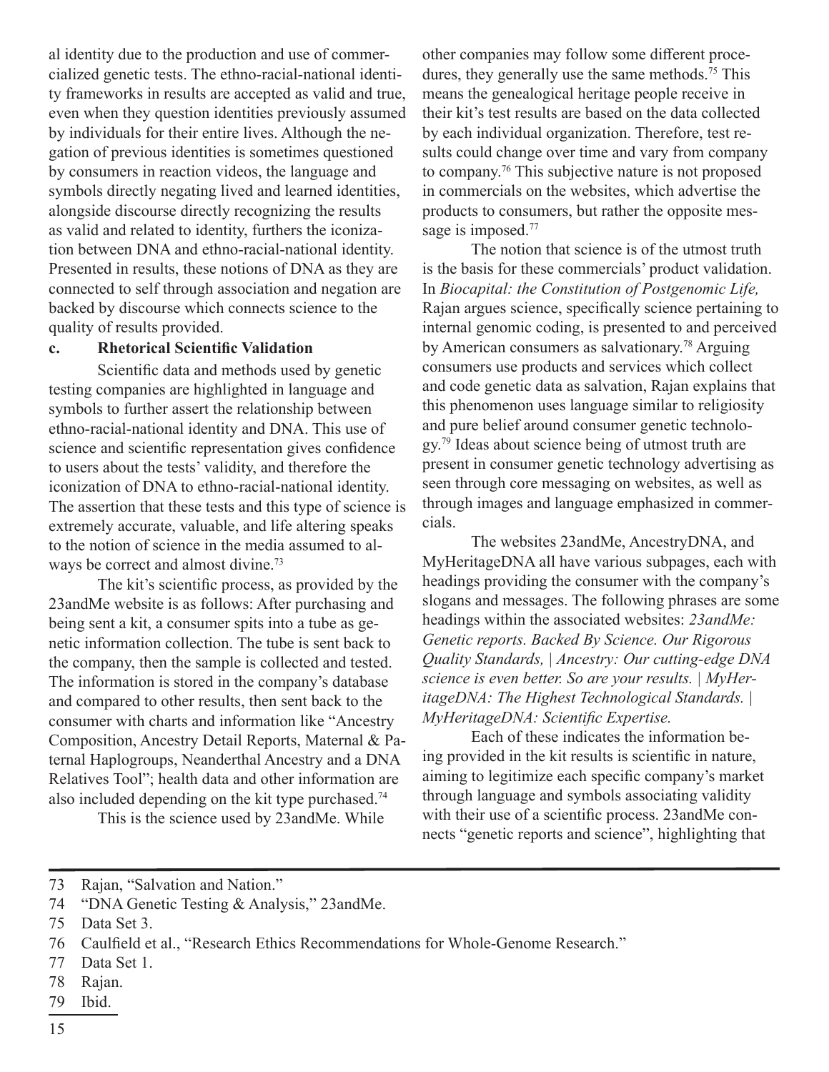al identity due to the production and use of commercialized genetic tests. The ethno-racial-national identity frameworks in results are accepted as valid and true, even when they question identities previously assumed by individuals for their entire lives. Although the negation of previous identities is sometimes questioned by consumers in reaction videos, the language and symbols directly negating lived and learned identities, alongside discourse directly recognizing the results as valid and related to identity, furthers the iconization between DNA and ethno-racial-national identity. Presented in results, these notions of DNA as they are connected to self through association and negation are backed by discourse which connects science to the quality of results provided.

### c. Rhetorical Scientific Validation

Scientific data and methods used by genetic testing companies are highlighted in language and symbols to further assert the relationship between ethno-racial-national identity and DNA. This use of science and scientific representation gives confidence to users about the tests' validity, and therefore the iconization of DNA to ethno-racial-national identity. The assertion that these tests and this type of science is extremely accurate, valuable, and life altering speaks to the notion of science in the media assumed to always be correct and almost divine.[73]

The kit's scientific process, as provided by the 23andMe website is as follows: After purchasing and being sent a kit, a consumer spits into a tube as genetic information collection. The tube is sent back to the company, then the sample is collected and tested. The information is stored in the company's database and compared to other results, then sent back to the consumer with charts and information like "Ancestry Composition, Ancestry Detail Reports, Maternal & Paternal Haplogroups, Neanderthal Ancestry and a DNA Relatives Tool"; health data and other information are also included depending on the kit type purchased.[74]

This is the science used by 23andMe. While other companies may follow some different procedures, they generally use the same methods.[75] This means the genealogical heritage people receive in their kit's test results are based on the data collected by each individual organization. Therefore, test results could change over time and vary from company to company.[76] This subjective nature is not proposed in commercials on the websites, which advertise the products to consumers, but rather the opposite message is imposed.[77]

The notion that science is of the utmost truth is the basis for these commercials' product validation. In *Biocapital: the Constitution of Postgenomic Life,* Rajan argues science, specifically science pertaining to internal genomic coding, is presented to and perceived by American consumers as salvationary.[78] Arguing consumers use products and services which collect and code genetic data as salvation, Rajan explains that this phenomenon uses language similar to religiosity and pure belief around consumer genetic technology.[79] Ideas about science being of utmost truth are present in consumer genetic technology advertising as seen through core messaging on websites, as well as through images and language emphasized in commercials.

The websites 23andMe, AncestryDNA, and MyHeritageDNA all have various subpages, each with headings providing the consumer with the company's slogans and messages. The following phrases are some headings within the associated websites: *23andMe: Genetic reports. Backed By Science. Our Rigorous Quality Standards, | Ancestry: Our cutting-edge DNA science is even better. So are your results. | MyHeritageDNA: The Highest Technological Standards. | MyHeritageDNA: Scientific Expertise.*

Each of these indicates the information being provided in the kit results is scientific in nature, aiming to legitimize each specific company's market through language and symbols associating validity with their use of a scientific process. 23andMe connects "genetic reports and science", highlighting that

---

73 Rajan, "Salvation and Nation."

74 "DNA Genetic Testing & Analysis," 23andMe.

75 Data Set 3.

76 Caulfield et al., "Research Ethics Recommendations for Whole-Genome Research."

77 Data Set 1.

78 Rajan.

79 Ibid.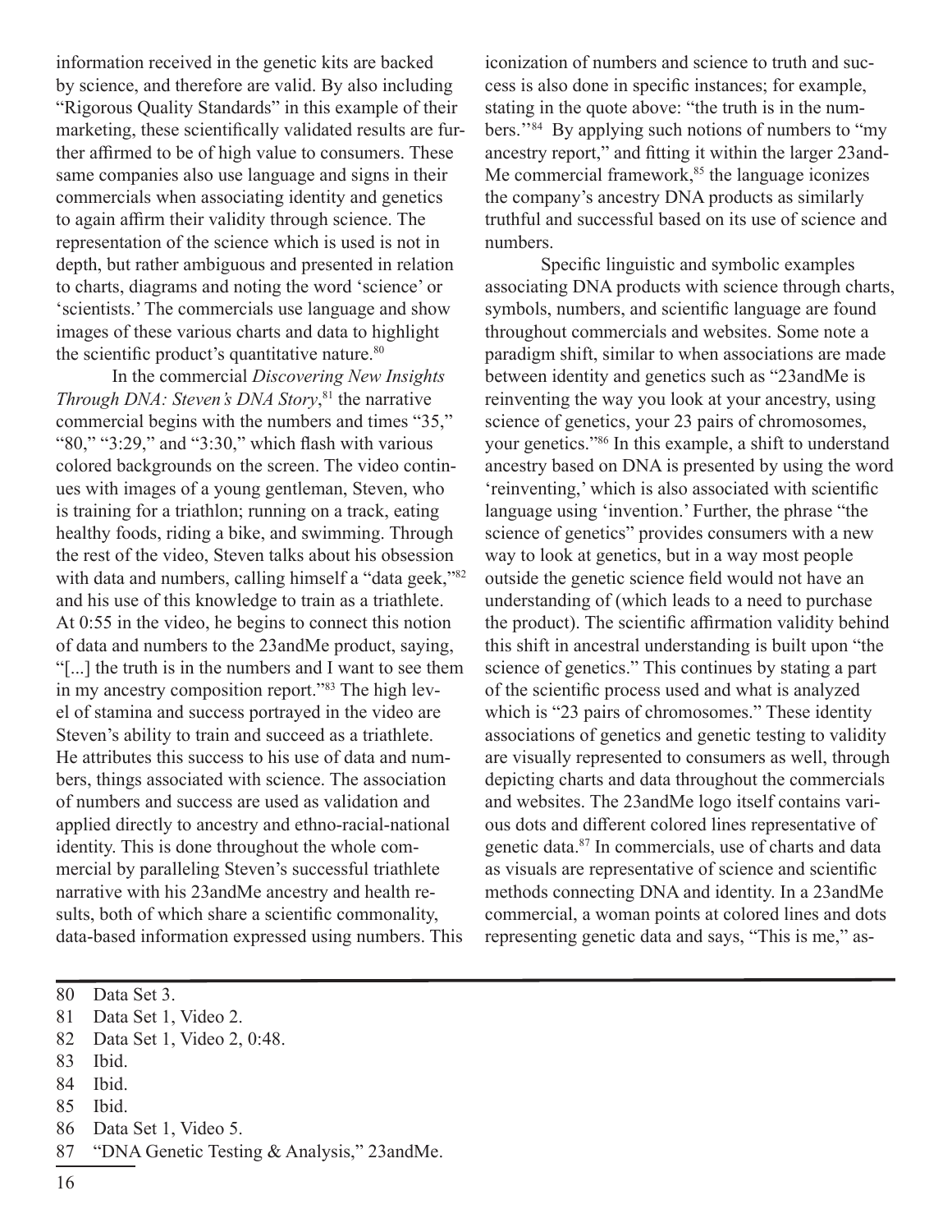information received in the genetic kits are backed by science, and therefore are valid. By also including "Rigorous Quality Standards" in this example of their marketing, these scientifically validated results are further affirmed to be of high value to consumers. These same companies also use language and signs in their commercials when associating identity and genetics to again affirm their validity through science. The representation of the science which is used is not in depth, but rather ambiguous and presented in relation to charts, diagrams and noting the word 'science' or 'scientists.' The commercials use language and show images of these various charts and data to highlight the scientific product's quantitative nature.[80]

In the commercial *Discovering New Insights Through DNA: Steven's DNA Story*,[81] the narrative commercial begins with the numbers and times "35," "80," "3:29," and "3:30," which flash with various colored backgrounds on the screen. The video continues with images of a young gentleman, Steven, who is training for a triathlon; running on a track, eating healthy foods, riding a bike, and swimming. Through the rest of the video, Steven talks about his obsession with data and numbers, calling himself a "data geek,"[82] and his use of this knowledge to train as a triathlete. At 0:55 in the video, he begins to connect this notion of data and numbers to the 23andMe product, saying, "[...] the truth is in the numbers and I want to see them in my ancestry composition report."[83] The high level of stamina and success portrayed in the video are Steven's ability to train and succeed as a triathlete. He attributes this success to his use of data and numbers, things associated with science. The association of numbers and success are used as validation and applied directly to ancestry and ethno-racial-national identity. This is done throughout the whole commercial by paralleling Steven's successful triathlete narrative with his 23andMe ancestry and health results, both of which share a scientific commonality, data-based information expressed using numbers. This iconization of numbers and science to truth and success is also done in specific instances; for example, stating in the quote above: "the truth is in the numbers."[84] By applying such notions of numbers to "my ancestry report," and fitting it within the larger 23andMe commercial framework,[85] the language iconizes the company's ancestry DNA products as similarly truthful and successful based on its use of science and numbers.

Specific linguistic and symbolic examples associating DNA products with science through charts, symbols, numbers, and scientific language are found throughout commercials and websites. Some note a paradigm shift, similar to when associations are made between identity and genetics such as "23andMe is reinventing the way you look at your ancestry, using science of genetics, your 23 pairs of chromosomes, your genetics."[86] In this example, a shift to understand ancestry based on DNA is presented by using the word 'reinventing,' which is also associated with scientific language using 'invention.' Further, the phrase "the science of genetics" provides consumers with a new way to look at genetics, but in a way most people outside the genetic science field would not have an understanding of (which leads to a need to purchase the product). The scientific affirmation validity behind this shift in ancestral understanding is built upon "the science of genetics." This continues by stating a part of the scientific process used and what is analyzed which is "23 pairs of chromosomes." These identity associations of genetics and genetic testing to validity are visually represented to consumers as well, through depicting charts and data throughout the commercials and websites. The 23andMe logo itself contains various dots and different colored lines representative of genetic data.[87] In commercials, use of charts and data as visuals are representative of science and scientific methods connecting DNA and identity. In a 23andMe commercial, a woman points at colored lines and dots representing genetic data and says, "This is me," as-

---

80 Data Set 3.

81 Data Set 1, Video 2.

82 Data Set 1, Video 2, 0:48.

83 Ibid.

84 Ibid.

85 Ibid.

86 Data Set 1, Video 5.

87 "DNA Genetic Testing & Analysis," 23andMe.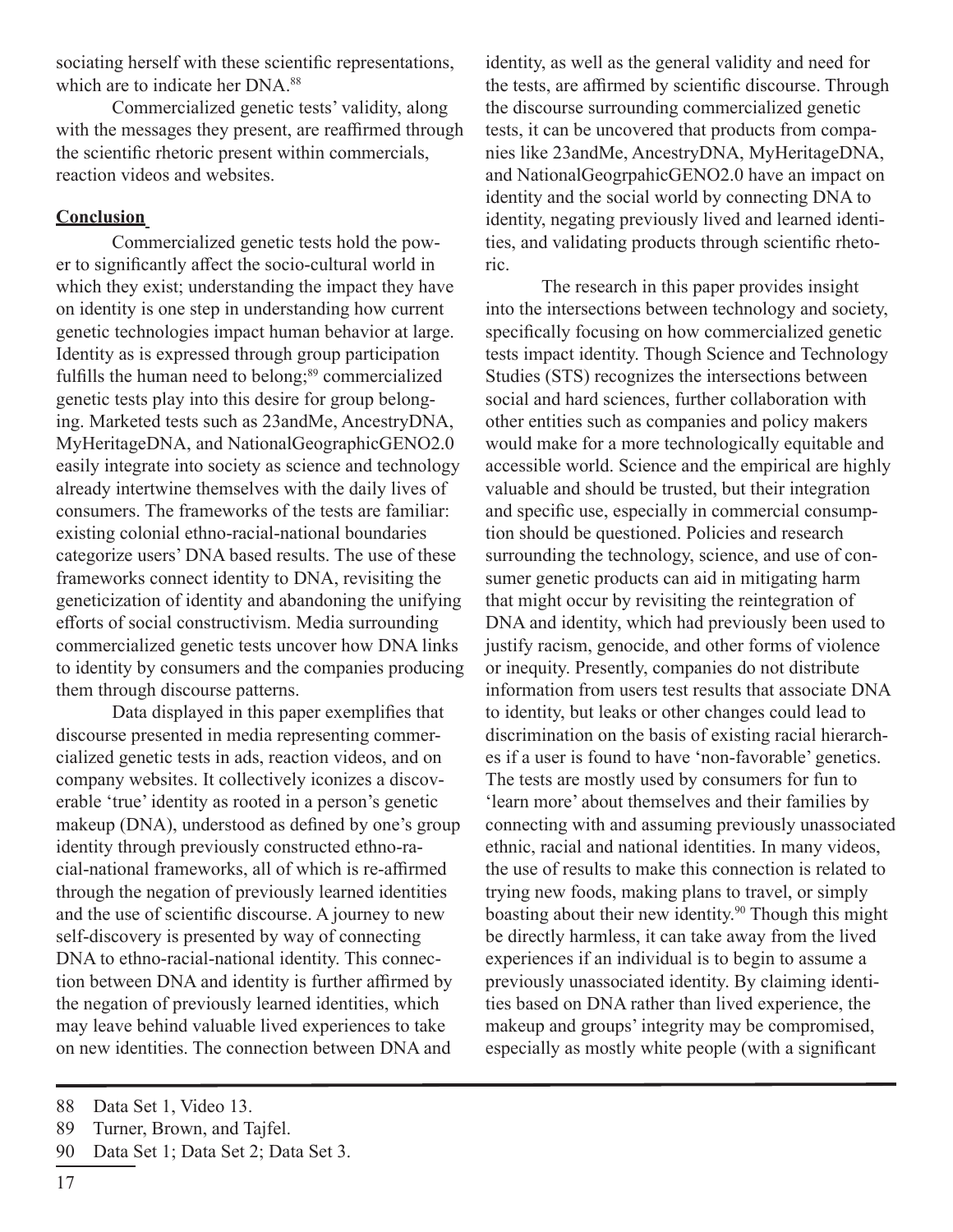sociating herself with these scientific representations, which are to indicate her DNA.[88]

Commercialized genetic tests' validity, along with the messages they present, are reaffirmed through the scientific rhetoric present within commercials, reaction videos and websites.

## Conclusion

Commercialized genetic tests hold the power to significantly affect the socio-cultural world in which they exist; understanding the impact they have on identity is one step in understanding how current genetic technologies impact human behavior at large. Identity as is expressed through group participation fulfills the human need to belong;[89] commercialized genetic tests play into this desire for group belonging. Marketed tests such as 23andMe, AncestryDNA, MyHeritageDNA, and NationalGeographicGENO2.0 easily integrate into society as science and technology already intertwine themselves with the daily lives of consumers. The frameworks of the tests are familiar: existing colonial ethno-racial-national boundaries categorize users' DNA based results. The use of these frameworks connect identity to DNA, revisiting the geneticization of identity and abandoning the unifying efforts of social constructivism. Media surrounding commercialized genetic tests uncover how DNA links to identity by consumers and the companies producing them through discourse patterns.

Data displayed in this paper exemplifies that discourse presented in media representing commercialized genetic tests in ads, reaction videos, and on company websites. It collectively iconizes a discoverable 'true' identity as rooted in a person's genetic makeup (DNA), understood as defined by one's group identity through previously constructed ethno-racial-national frameworks, all of which is re-affirmed through the negation of previously learned identities and the use of scientific discourse. A journey to new self-discovery is presented by way of connecting DNA to ethno-racial-national identity. This connection between DNA and identity is further affirmed by the negation of previously learned identities, which may leave behind valuable lived experiences to take on new identities. The connection between DNA and identity, as well as the general validity and need for the tests, are affirmed by scientific discourse. Through the discourse surrounding commercialized genetic tests, it can be uncovered that products from companies like 23andMe, AncestryDNA, MyHeritageDNA, and NationalGeogrpahicGENO2.0 have an impact on identity and the social world by connecting DNA to identity, negating previously lived and learned identities, and validating products through scientific rhetoric.

The research in this paper provides insight into the intersections between technology and society, specifically focusing on how commercialized genetic tests impact identity. Though Science and Technology Studies (STS) recognizes the intersections between social and hard sciences, further collaboration with other entities such as companies and policy makers would make for a more technologically equitable and accessible world. Science and the empirical are highly valuable and should be trusted, but their integration and specific use, especially in commercial consumption should be questioned. Policies and research surrounding the technology, science, and use of consumer genetic products can aid in mitigating harm that might occur by revisiting the reintegration of DNA and identity, which had previously been used to justify racism, genocide, and other forms of violence or inequity. Presently, companies do not distribute information from users test results that associate DNA to identity, but leaks or other changes could lead to discrimination on the basis of existing racial hierarches if a user is found to have 'non-favorable' genetics. The tests are mostly used by consumers for fun to 'learn more' about themselves and their families by connecting with and assuming previously unassociated ethnic, racial and national identities. In many videos, the use of results to make this connection is related to trying new foods, making plans to travel, or simply boasting about their new identity.[90] Though this might be directly harmless, it can take away from the lived experiences if an individual is to begin to assume a previously unassociated identity. By claiming identities based on DNA rather than lived experience, the makeup and groups' integrity may be compromised, especially as mostly white people (with a significant

---

88 Data Set 1, Video 13.

89 Turner, Brown, and Tajfel.

90 Data Set 1; Data Set 2; Data Set 3.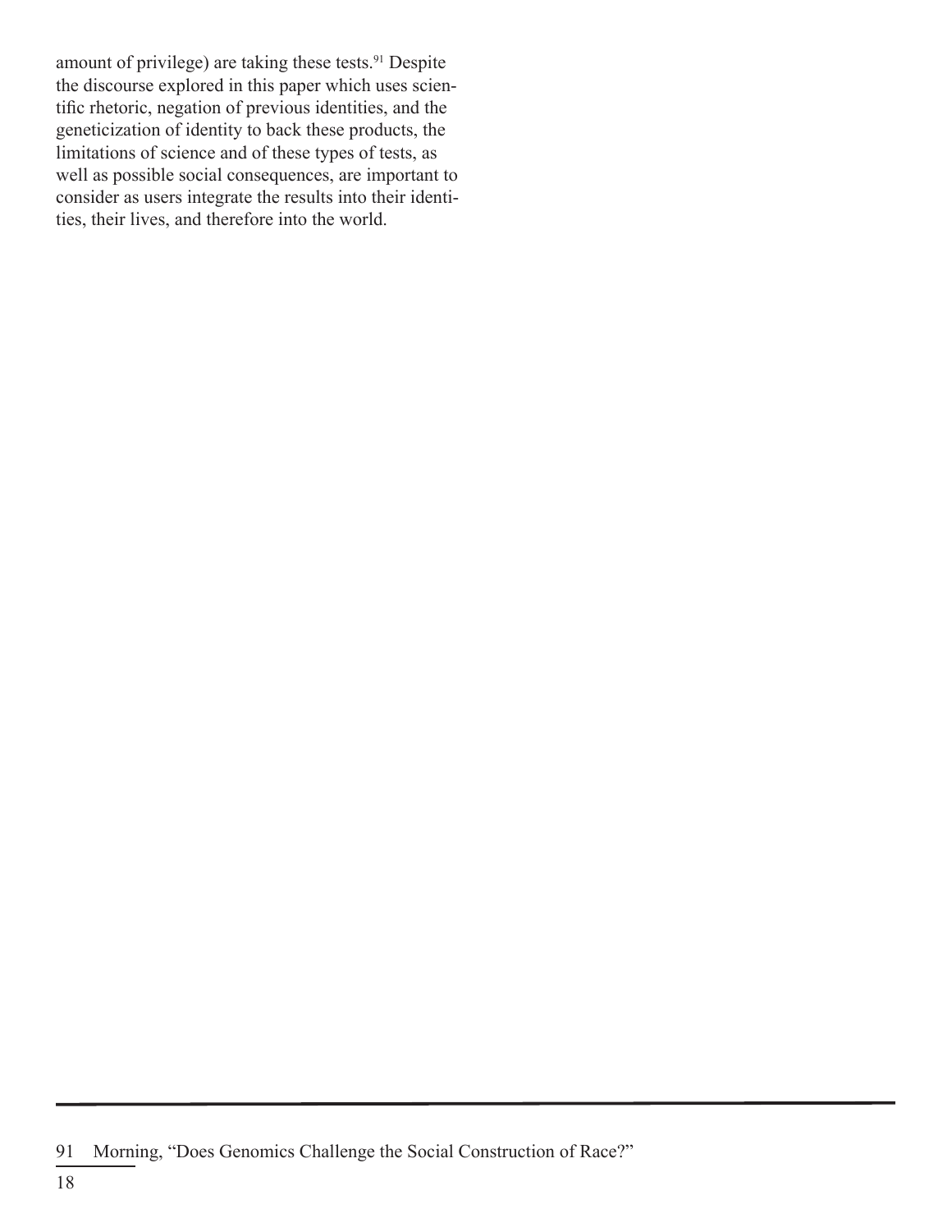amount of privilege) are taking these tests.[91] Despite the discourse explored in this paper which uses scientific rhetoric, negation of previous identities, and the geneticization of identity to back these products, the limitations of science and of these types of tests, as well as possible social consequences, are important to consider as users integrate the results into their identities, their lives, and therefore into the world.

---

91 Morning, "Does Genomics Challenge the Social Construction of Race?"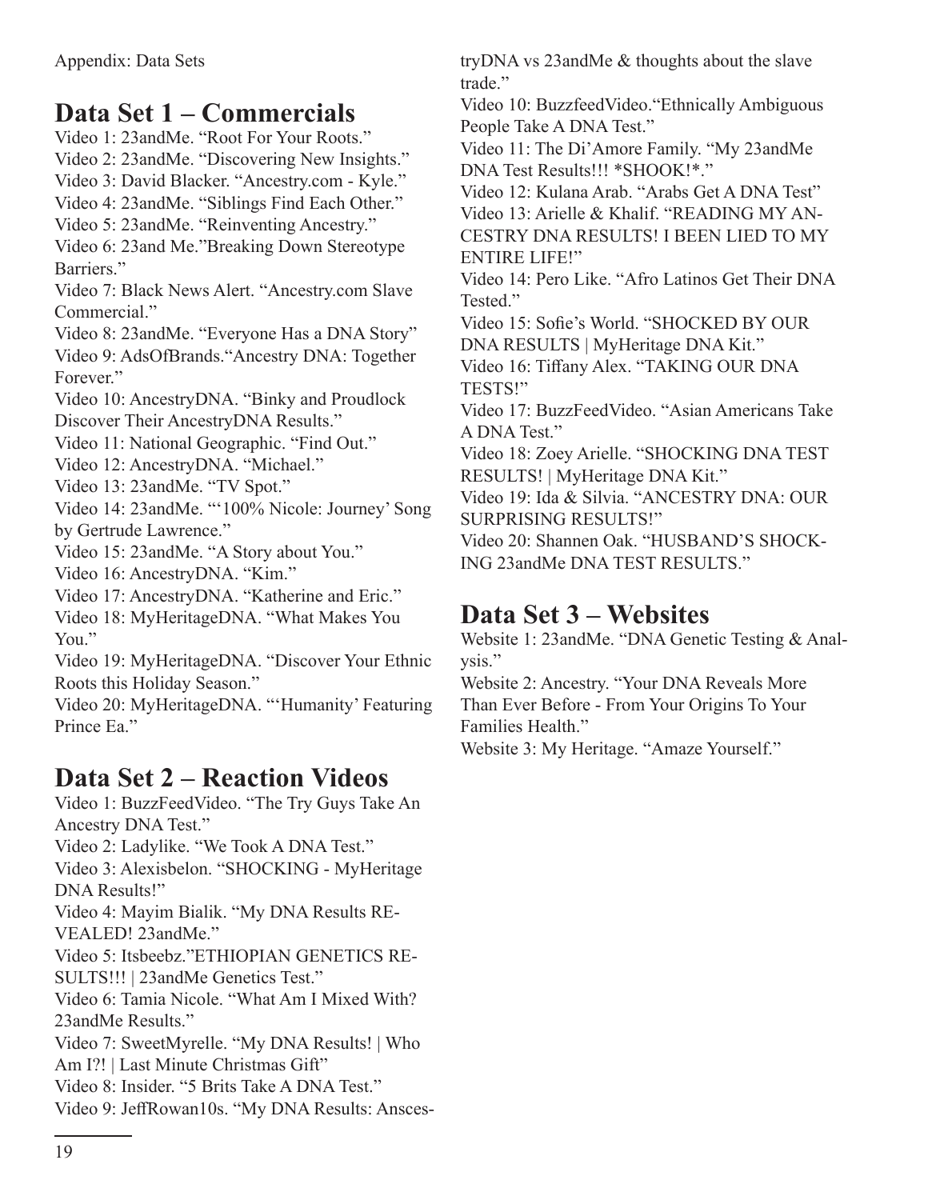Appendix: Data Sets

## Data Set 1 – Commercials

Video 1: 23andMe. "Root For Your Roots."
Video 2: 23andMe. "Discovering New Insights."
Video 3: David Blacker. "Ancestry.com - Kyle."
Video 4: 23andMe. "Siblings Find Each Other."
Video 5: 23andMe. "Reinventing Ancestry."
Video 6: 23and Me."Breaking Down Stereotype Barriers."
Video 7: Black News Alert. "Ancestry.com Slave Commercial."
Video 8: 23andMe. "Everyone Has a DNA Story"
Video 9: AdsOfBrands."Ancestry DNA: Together Forever."
Video 10: AncestryDNA. "Binky and Proudlock Discover Their AncestryDNA Results."
Video 11: National Geographic. "Find Out."
Video 12: AncestryDNA. "Michael."
Video 13: 23andMe. "TV Spot."
Video 14: 23andMe. "'100% Nicole: Journey' Song by Gertrude Lawrence."
Video 15: 23andMe. "A Story about You."
Video 16: AncestryDNA. "Kim."
Video 17: AncestryDNA. "Katherine and Eric."
Video 18: MyHeritageDNA. "What Makes You You."
Video 19: MyHeritageDNA. "Discover Your Ethnic Roots this Holiday Season."
Video 20: MyHeritageDNA. "'Humanity' Featuring Prince Ea."

## Data Set 2 – Reaction Videos

Video 1: BuzzFeedVideo. "The Try Guys Take An Ancestry DNA Test."
Video 2: Ladylike. "We Took A DNA Test."
Video 3: Alexisbelon. "SHOCKING - MyHeritage DNA Results!"
Video 4: Mayim Bialik. "My DNA Results REVEALED! 23andMe."
Video 5: Itsbeebz."ETHIOPIAN GENETICS RESULTS!!! | 23andMe Genetics Test."
Video 6: Tamia Nicole. "What Am I Mixed With? 23andMe Results."
Video 7: SweetMyrelle. "My DNA Results! | Who Am I?! | Last Minute Christmas Gift"
Video 8: Insider. "5 Brits Take A DNA Test."
Video 9: JeffRowan10s. "My DNA Results: AnscestryDNA vs 23andMe & thoughts about the slave trade."
Video 10: BuzzfeedVideo."Ethnically Ambiguous People Take A DNA Test."
Video 11: The Di'Amore Family. "My 23andMe DNA Test Results!!! *SHOOK!*."
Video 12: Kulana Arab. "Arabs Get A DNA Test"
Video 13: Arielle & Khalif. "READING MY ANCESTRY DNA RESULTS! I BEEN LIED TO MY ENTIRE LIFE!"
Video 14: Pero Like. "Afro Latinos Get Their DNA Tested."
Video 15: Sofie's World. "SHOCKED BY OUR DNA RESULTS | MyHeritage DNA Kit."
Video 16: Tiffany Alex. "TAKING OUR DNA TESTS!"
Video 17: BuzzFeedVideo. "Asian Americans Take A DNA Test."
Video 18: Zoey Arielle. "SHOCKING DNA TEST RESULTS! | MyHeritage DNA Kit."
Video 19: Ida & Silvia. "ANCESTRY DNA: OUR SURPRISING RESULTS!"
Video 20: Shannen Oak. "HUSBAND'S SHOCKING 23andMe DNA TEST RESULTS."

## Data Set 3 – Websites

Website 1: 23andMe. "DNA Genetic Testing & Analysis."
Website 2: Ancestry. "Your DNA Reveals More Than Ever Before - From Your Origins To Your Families Health."
Website 3: My Heritage. "Amaze Yourself."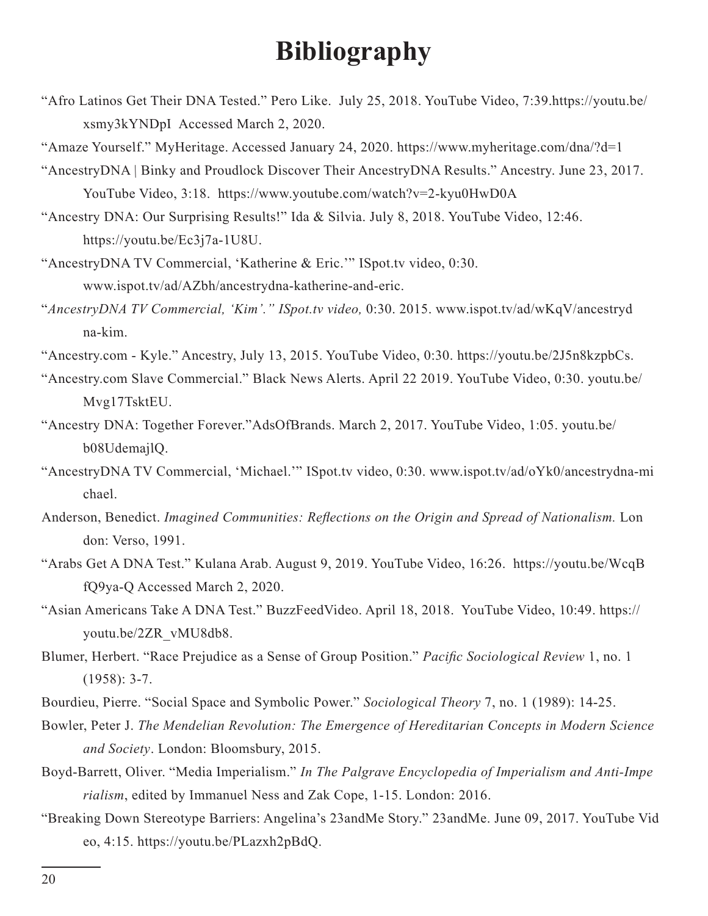# Bibliography

"Afro Latinos Get Their DNA Tested." Pero Like. July 25, 2018. YouTube Video, 7:39.https://youtu.be/xsmy3kYNDpI Accessed March 2, 2020.

"Amaze Yourself." MyHeritage. Accessed January 24, 2020. https://www.myheritage.com/dna/?d=1

"AncestryDNA | Binky and Proudlock Discover Their AncestryDNA Results." Ancestry. June 23, 2017. YouTube Video, 3:18. https://www.youtube.com/watch?v=2-kyu0HwD0A

"Ancestry DNA: Our Surprising Results!" Ida & Silvia. July 8, 2018. YouTube Video, 12:46. https://youtu.be/Ec3j7a-1U8U.

"AncestryDNA TV Commercial, 'Katherine & Eric.'" ISpot.tv video, 0:30. www.ispot.tv/ad/AZbh/ancestrydna-katherine-and-eric.

"*AncestryDNA TV Commercial, 'Kim'." ISpot.tv video,* 0:30. 2015. www.ispot.tv/ad/wKqV/ancestrydna-kim.

"Ancestry.com - Kyle." Ancestry, July 13, 2015. YouTube Video, 0:30. https://youtu.be/2J5n8kzpbCs.

"Ancestry.com Slave Commercial." Black News Alerts. April 22 2019. YouTube Video, 0:30. youtu.be/Mvg17TsktEU.

"Ancestry DNA: Together Forever."AdsOfBrands. March 2, 2017. YouTube Video, 1:05. youtu.be/b08UdemajlQ.

"AncestryDNA TV Commercial, 'Michael.'" ISpot.tv video, 0:30. www.ispot.tv/ad/oYk0/ancestrydna-michael.

Anderson, Benedict. *Imagined Communities: Reflections on the Origin and Spread of Nationalism.* London: Verso, 1991.

"Arabs Get A DNA Test." Kulana Arab. August 9, 2019. YouTube Video, 16:26. https://youtu.be/WcqBfQ9ya-Q Accessed March 2, 2020.

"Asian Americans Take A DNA Test." BuzzFeedVideo. April 18, 2018. YouTube Video, 10:49. https://youtu.be/2ZR_vMU8db8.

Blumer, Herbert. "Race Prejudice as a Sense of Group Position." *Pacific Sociological Review* 1, no. 1 (1958): 3-7.

Bourdieu, Pierre. "Social Space and Symbolic Power." *Sociological Theory* 7, no. 1 (1989): 14-25.

Bowler, Peter J. *The Mendelian Revolution: The Emergence of Hereditarian Concepts in Modern Science and Society*. London: Bloomsbury, 2015.

Boyd-Barrett, Oliver. "Media Imperialism." *In The Palgrave Encyclopedia of Imperialism and Anti-Imperialism*, edited by Immanuel Ness and Zak Cope, 1-15. London: 2016.

"Breaking Down Stereotype Barriers: Angelina's 23andMe Story." 23andMe. June 09, 2017. YouTube Video, 4:15. https://youtu.be/PLazxh2pBdQ.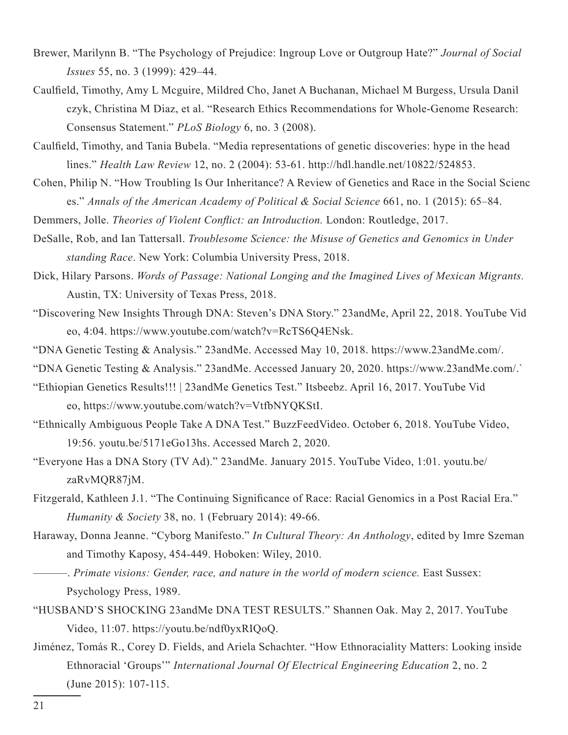Brewer, Marilynn B. "The Psychology of Prejudice: Ingroup Love or Outgroup Hate?" *Journal of Social Issues* 55, no. 3 (1999): 429–44.

Caulfield, Timothy, Amy L Mcguire, Mildred Cho, Janet A Buchanan, Michael M Burgess, Ursula Danil czyk, Christina M Diaz, et al. "Research Ethics Recommendations for Whole-Genome Research: Consensus Statement." *PLoS Biology* 6, no. 3 (2008).

Caulfield, Timothy, and Tania Bubela. "Media representations of genetic discoveries: hype in the head lines." *Health Law Review* 12, no. 2 (2004): 53-61. http://hdl.handle.net/10822/524853.

Cohen, Philip N. "How Troubling Is Our Inheritance? A Review of Genetics and Race in the Social Scienc es." *Annals of the American Academy of Political & Social Science* 661, no. 1 (2015): 65–84.

Demmers, Jolle. *Theories of Violent Conflict: an Introduction.* London: Routledge, 2017.

DeSalle, Rob, and Ian Tattersall. *Troublesome Science: the Misuse of Genetics and Genomics in Under standing Race*. New York: Columbia University Press, 2018.

Dick, Hilary Parsons. *Words of Passage: National Longing and the Imagined Lives of Mexican Migrants.* Austin, TX: University of Texas Press, 2018.

"Discovering New Insights Through DNA: Steven's DNA Story." 23andMe, April 22, 2018. YouTube Vid eo, 4:04. https://www.youtube.com/watch?v=RcTS6Q4ENsk.

"DNA Genetic Testing & Analysis." 23andMe. Accessed May 10, 2018. https://www.23andMe.com/.

"DNA Genetic Testing & Analysis." 23andMe. Accessed January 20, 2020. https://www.23andMe.com/.`

"Ethiopian Genetics Results!!! | 23andMe Genetics Test." Itsbeebz. April 16, 2017. YouTube Vid eo, https://www.youtube.com/watch?v=VtfbNYQKStI.

"Ethnically Ambiguous People Take A DNA Test." BuzzFeedVideo. October 6, 2018. YouTube Video, 19:56. youtu.be/5171eGo13hs. Accessed March 2, 2020.

"Everyone Has a DNA Story (TV Ad)." 23andMe. January 2015. YouTube Video, 1:01. youtu.be/ zaRvMQR87jM.

Fitzgerald, Kathleen J.1. "The Continuing Significance of Race: Racial Genomics in a Post Racial Era." *Humanity & Society* 38, no. 1 (February 2014): 49-66.

Haraway, Donna Jeanne. "Cyborg Manifesto." *In Cultural Theory: An Anthology*, edited by Imre Szeman and Timothy Kaposy, 454-449. Hoboken: Wiley, 2010.

———. *Primate visions: Gender, race, and nature in the world of modern science.* East Sussex: Psychology Press, 1989.

"HUSBAND'S SHOCKING 23andMe DNA TEST RESULTS." Shannen Oak. May 2, 2017. YouTube Video, 11:07. https://youtu.be/ndf0yxRIQoQ.

Jiménez, Tomás R., Corey D. Fields, and Ariela Schachter. "How Ethnoraciality Matters: Looking inside Ethnoracial 'Groups'" *International Journal Of Electrical Engineering Education* 2, no. 2 (June 2015): 107-115.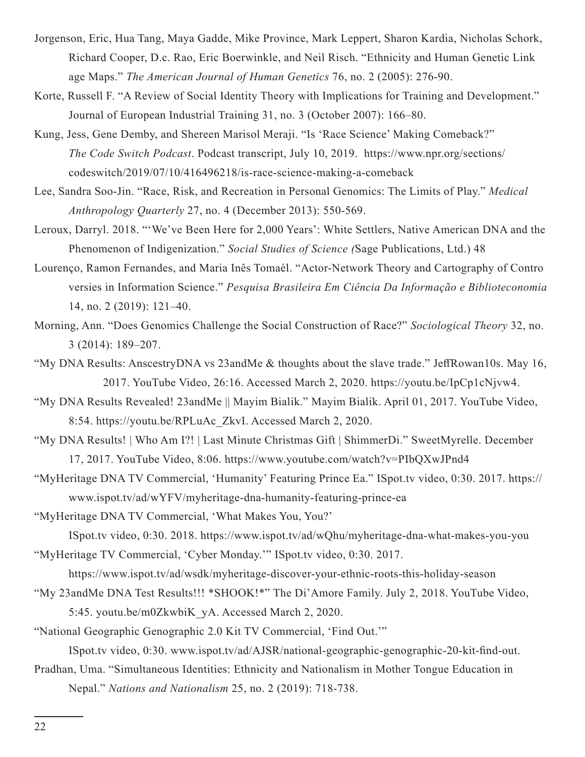Jorgenson, Eric, Hua Tang, Maya Gadde, Mike Province, Mark Leppert, Sharon Kardia, Nicholas Schork, Richard Cooper, D.c. Rao, Eric Boerwinkle, and Neil Risch. "Ethnicity and Human Genetic Link age Maps." *The American Journal of Human Genetics* 76, no. 2 (2005): 276-90.

Korte, Russell F. "A Review of Social Identity Theory with Implications for Training and Development." Journal of European Industrial Training 31, no. 3 (October 2007): 166–80.

Kung, Jess, Gene Demby, and Shereen Marisol Meraji. "Is 'Race Science' Making Comeback?" *The Code Switch Podcast*. Podcast transcript, July 10, 2019. https://www.npr.org/sections/codeswitch/2019/07/10/416496218/is-race-science-making-a-comeback

Lee, Sandra Soo-Jin. "Race, Risk, and Recreation in Personal Genomics: The Limits of Play." *Medical Anthropology Quarterly* 27, no. 4 (December 2013): 550-569.

Leroux, Darryl. 2018. "'We've Been Here for 2,000 Years': White Settlers, Native American DNA and the Phenomenon of Indigenization." *Social Studies of Science (*Sage Publications, Ltd.) 48

Lourenço, Ramon Fernandes, and Maria Inês Tomaél. "Actor-Network Theory and Cartography of Contro versies in Information Science." *Pesquisa Brasileira Em Ciência Da Informação e Biblioteconomia* 14, no. 2 (2019): 121–40.

Morning, Ann. "Does Genomics Challenge the Social Construction of Race?" *Sociological Theory* 32, no. 3 (2014): 189–207.

"My DNA Results: AnscestryDNA vs 23andMe & thoughts about the slave trade." JeffRowan10s. May 16, 2017. YouTube Video, 26:16. Accessed March 2, 2020. https://youtu.be/IpCp1cNjvw4.

"My DNA Results Revealed! 23andMe || Mayim Bialik." Mayim Bialik. April 01, 2017. YouTube Video, 8:54. https://youtu.be/RPLuAc_ZkvI. Accessed March 2, 2020.

"My DNA Results! | Who Am I?! | Last Minute Christmas Gift | ShimmerDi." SweetMyrelle. December 17, 2017. YouTube Video, 8:06. https://www.youtube.com/watch?v=PIbQXwJPnd4

"MyHeritage DNA TV Commercial, 'Humanity' Featuring Prince Ea." ISpot.tv video, 0:30. 2017. https://www.ispot.tv/ad/wYFV/myheritage-dna-humanity-featuring-prince-ea

"MyHeritage DNA TV Commercial, 'What Makes You, You?' ISpot.tv video, 0:30. 2018. https://www.ispot.tv/ad/wQhu/myheritage-dna-what-makes-you-you

"MyHeritage TV Commercial, 'Cyber Monday.'" ISpot.tv video, 0:30. 2017. https://www.ispot.tv/ad/wsdk/myheritage-discover-your-ethnic-roots-this-holiday-season

"My 23andMe DNA Test Results!!! *SHOOK!*" The Di'Amore Family. July 2, 2018. YouTube Video, 5:45. youtu.be/m0ZkwbiK_yA. Accessed March 2, 2020.

"National Geographic Genographic 2.0 Kit TV Commercial, 'Find Out.'" ISpot.tv video, 0:30. www.ispot.tv/ad/AJSR/national-geographic-genographic-20-kit-find-out.

Pradhan, Uma. "Simultaneous Identities: Ethnicity and Nationalism in Mother Tongue Education in Nepal." *Nations and Nationalism* 25, no. 2 (2019): 718-738.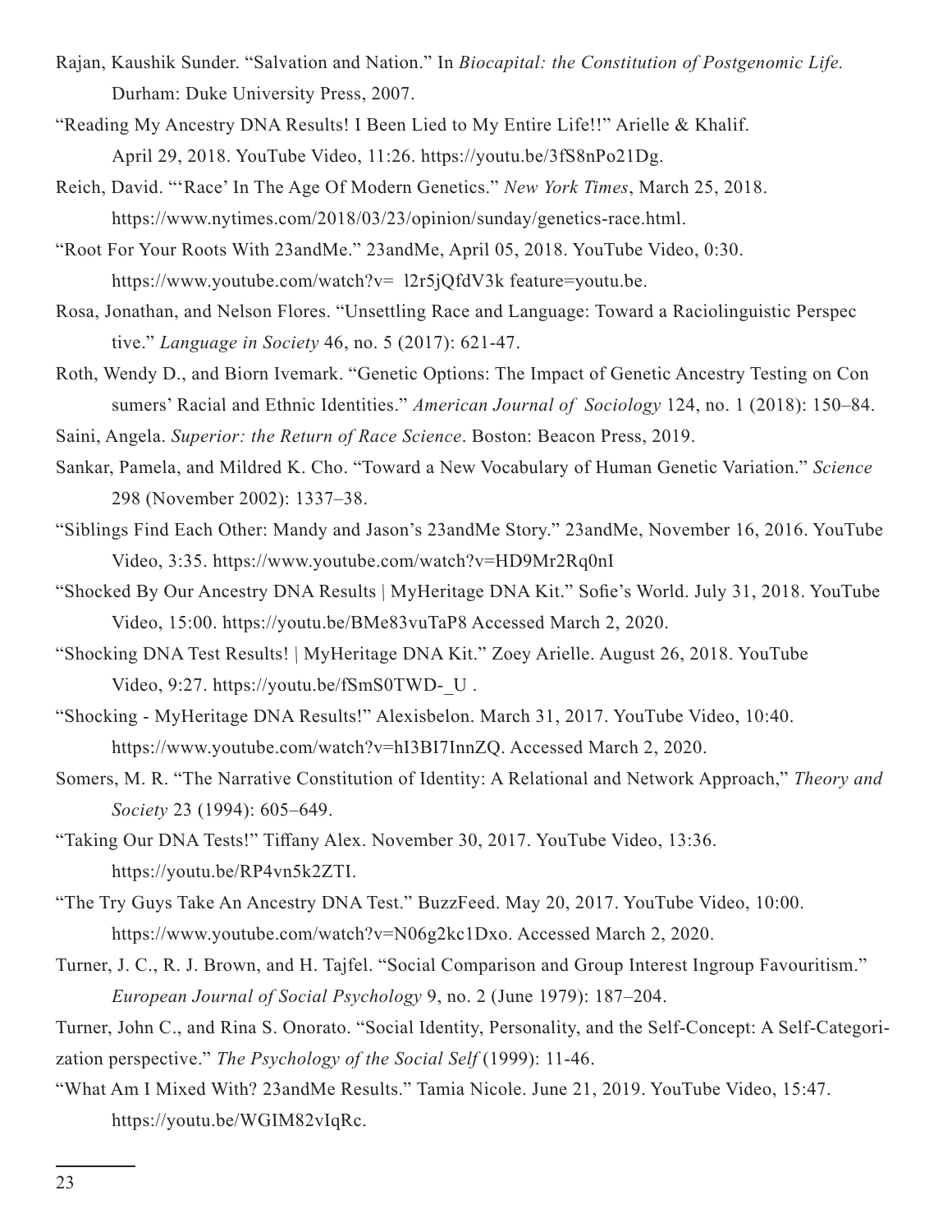Rajan, Kaushik Sunder. "Salvation and Nation." In *Biocapital: the Constitution of Postgenomic Life.* Durham: Duke University Press, 2007.

"Reading My Ancestry DNA Results! I Been Lied to My Entire Life!!" Arielle & Khalif. April 29, 2018. YouTube Video, 11:26. https://youtu.be/3fS8nPo21Dg.

Reich, David. "'Race' In The Age Of Modern Genetics." *New York Times*, March 25, 2018. https://www.nytimes.com/2018/03/23/opinion/sunday/genetics-race.html.

"Root For Your Roots With 23andMe." 23andMe, April 05, 2018. YouTube Video, 0:30. https://www.youtube.com/watch?v= l2r5jQfdV3k feature=youtu.be.

Rosa, Jonathan, and Nelson Flores. "Unsettling Race and Language: Toward a Raciolinguistic Perspec tive." *Language in Society* 46, no. 5 (2017): 621-47.

Roth, Wendy D., and Biorn Ivemark. "Genetic Options: The Impact of Genetic Ancestry Testing on Con sumers' Racial and Ethnic Identities." *American Journal of Sociology* 124, no. 1 (2018): 150–84.

Saini, Angela. *Superior: the Return of Race Science*. Boston: Beacon Press, 2019.

Sankar, Pamela, and Mildred K. Cho. "Toward a New Vocabulary of Human Genetic Variation." *Science* 298 (November 2002): 1337–38.

"Siblings Find Each Other: Mandy and Jason's 23andMe Story." 23andMe, November 16, 2016. YouTube Video, 3:35. https://www.youtube.com/watch?v=HD9Mr2Rq0nI

"Shocked By Our Ancestry DNA Results | MyHeritage DNA Kit." Sofie's World. July 31, 2018. YouTube Video, 15:00. https://youtu.be/BMe83vuTaP8 Accessed March 2, 2020.

"Shocking DNA Test Results! | MyHeritage DNA Kit." Zoey Arielle. August 26, 2018. YouTube Video, 9:27. https://youtu.be/fSmS0TWD-_U .

"Shocking - MyHeritage DNA Results!" Alexisbelon. March 31, 2017. YouTube Video, 10:40. https://www.youtube.com/watch?v=hI3BI7InnZQ. Accessed March 2, 2020.

Somers, M. R. "The Narrative Constitution of Identity: A Relational and Network Approach," *Theory and Society* 23 (1994): 605–649.

"Taking Our DNA Tests!" Tiffany Alex. November 30, 2017. YouTube Video, 13:36. https://youtu.be/RP4vn5k2ZTI.

"The Try Guys Take An Ancestry DNA Test." BuzzFeed. May 20, 2017. YouTube Video, 10:00. https://www.youtube.com/watch?v=N06g2kc1Dxo. Accessed March 2, 2020.

Turner, J. C., R. J. Brown, and H. Tajfel. "Social Comparison and Group Interest Ingroup Favouritism." *European Journal of Social Psychology* 9, no. 2 (June 1979): 187–204.

Turner, John C., and Rina S. Onorato. "Social Identity, Personality, and the Self-Concept: A Self-Categorization perspective." *The Psychology of the Social Self* (1999): 11-46.

"What Am I Mixed With? 23andMe Results." Tamia Nicole. June 21, 2019. YouTube Video, 15:47. https://youtu.be/WGIM82vIqRc.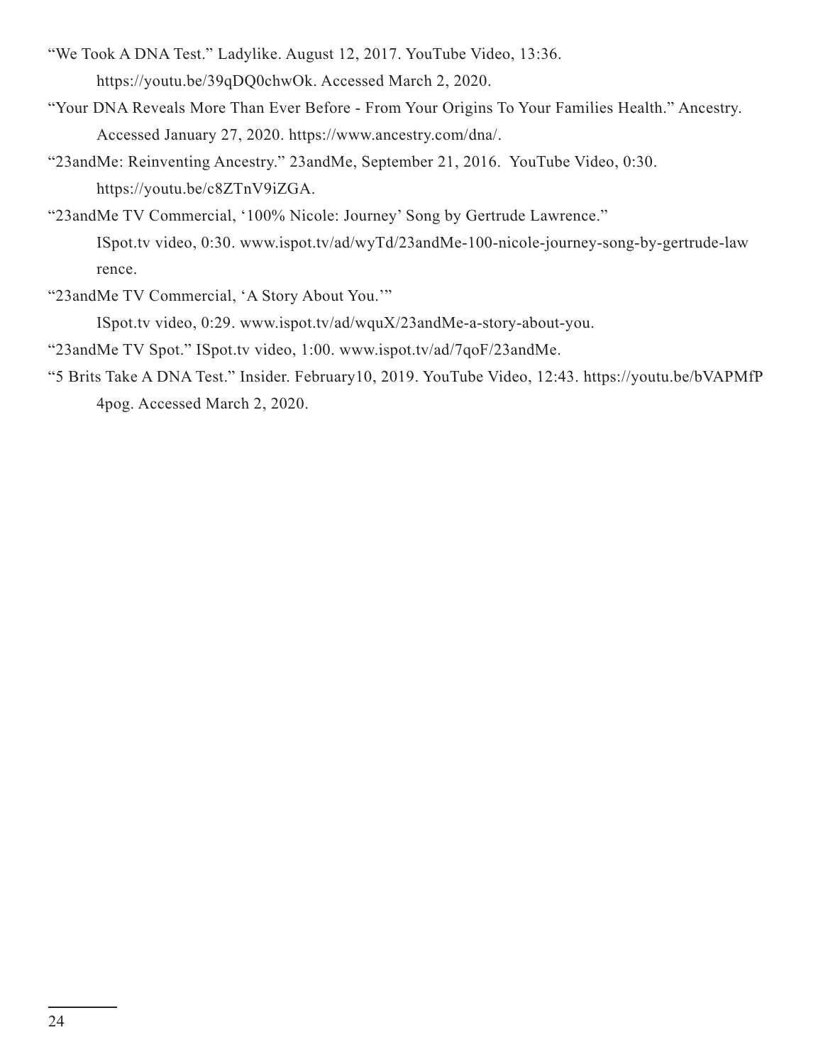"We Took A DNA Test." Ladylike. August 12, 2017. YouTube Video, 13:36. https://youtu.be/39qDQ0chwOk. Accessed March 2, 2020.

"Your DNA Reveals More Than Ever Before - From Your Origins To Your Families Health." Ancestry. Accessed January 27, 2020. https://www.ancestry.com/dna/.

"23andMe: Reinventing Ancestry." 23andMe, September 21, 2016. YouTube Video, 0:30. https://youtu.be/c8ZTnV9iZGA.

"23andMe TV Commercial, '100% Nicole: Journey' Song by Gertrude Lawrence." ISpot.tv video, 0:30. www.ispot.tv/ad/wyTd/23andMe-100-nicole-journey-song-by-gertrude-lawrence.

"23andMe TV Commercial, 'A Story About You.'" ISpot.tv video, 0:29. www.ispot.tv/ad/wquX/23andMe-a-story-about-you.

"23andMe TV Spot." ISpot.tv video, 1:00. www.ispot.tv/ad/7qoF/23andMe.

"5 Brits Take A DNA Test." Insider. February10, 2019. YouTube Video, 12:43. https://youtu.be/bVAPMfP4pog. Accessed March 2, 2020.